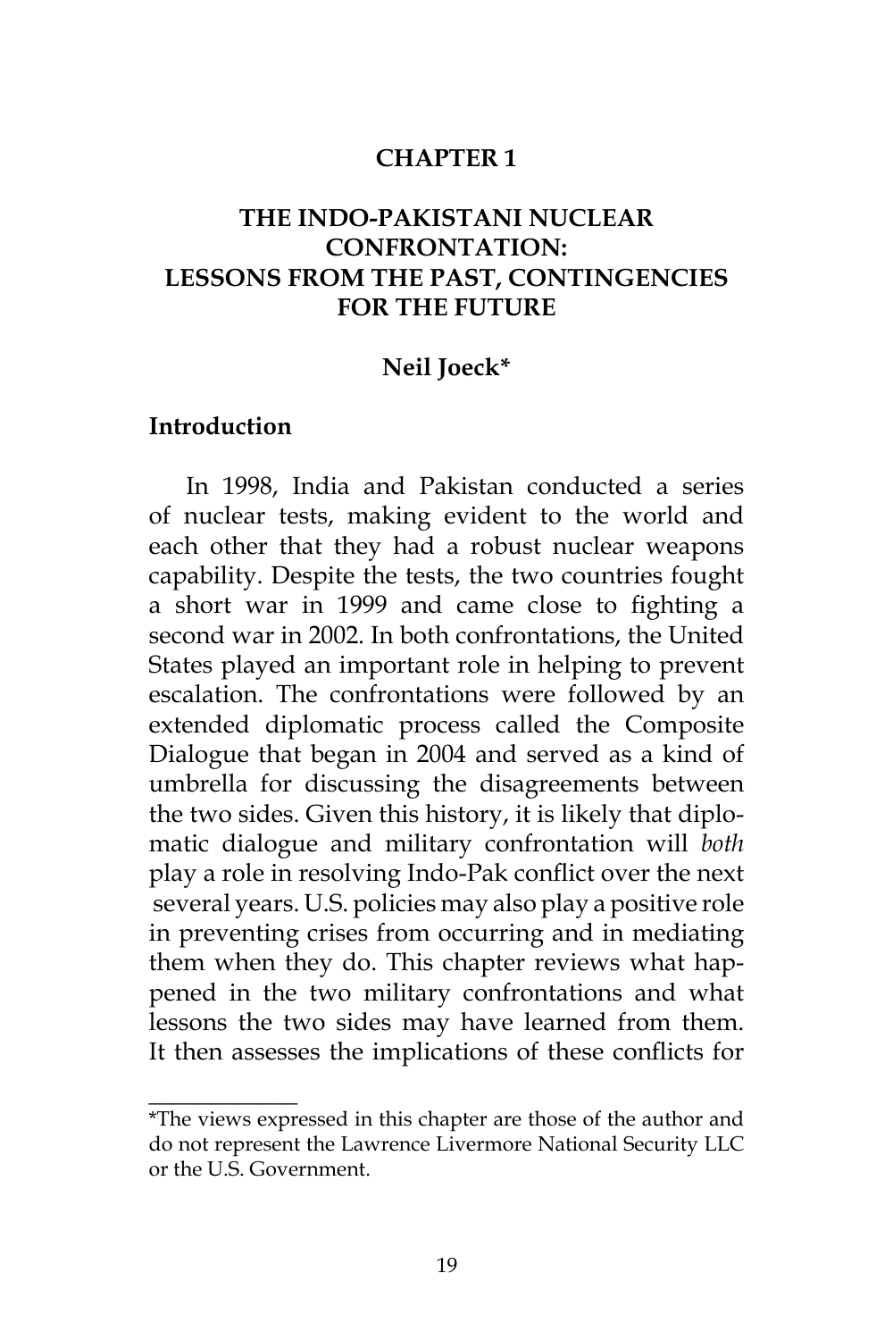# CHAPTER 1

# THE INDO-PAKISTANI NUCLEAR CONFRONTATION: LESSONS FROM THE PAST, CONTINGENCIES FOR THE FUTURE

**Neil Joeck***

## Introduction

In 1998, India and Pakistan conducted a series of nuclear tests, making evident to the world and each other that they had a robust nuclear weapons capability. Despite the tests, the two countries fought a short war in 1999 and came close to fighting a second war in 2002. In both confrontations, the United States played an important role in helping to prevent escalation. The confrontations were followed by an extended diplomatic process called the Composite Dialogue that began in 2004 and served as a kind of umbrella for discussing the disagreements between the two sides. Given this history, it is likely that diplomatic dialogue and military confrontation will *both* play a role in resolving Indo-Pak conflict over the next several years. U.S. policies may also play a positive role in preventing crises from occurring and in mediating them when they do. This chapter reviews what happened in the two military confrontations and what lessons the two sides may have learned from them. It then assesses the implications of these conflicts for

---

*The views expressed in this chapter are those of the author and do not represent the Lawrence Livermore National Security LLC or the U.S. Government.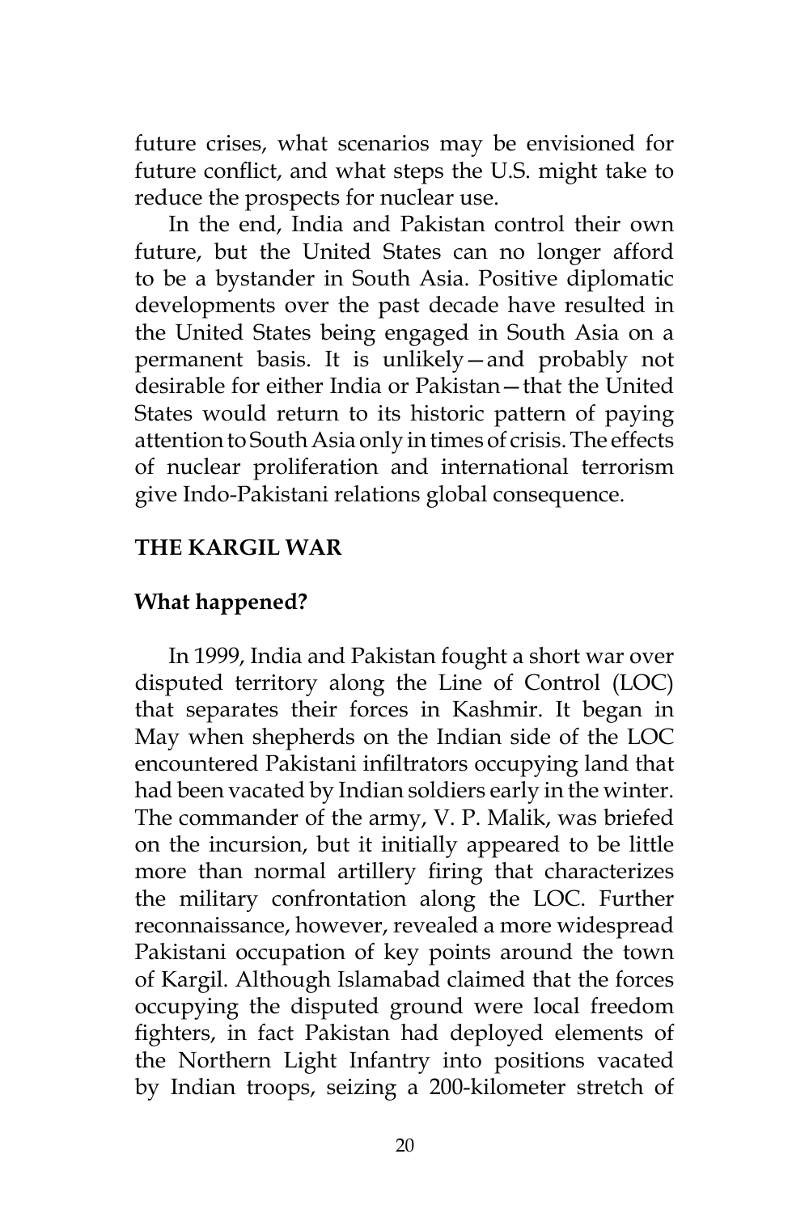future crises, what scenarios may be envisioned for future conflict, and what steps the U.S. might take to reduce the prospects for nuclear use.

In the end, India and Pakistan control their own future, but the United States can no longer afford to be a bystander in South Asia. Positive diplomatic developments over the past decade have resulted in the United States being engaged in South Asia on a permanent basis. It is unlikely—and probably not desirable for either India or Pakistan—that the United States would return to its historic pattern of paying attention to South Asia only in times of crisis. The effects of nuclear proliferation and international terrorism give Indo-Pakistani relations global consequence.

## THE KARGIL WAR

### What happened?

In 1999, India and Pakistan fought a short war over disputed territory along the Line of Control (LOC) that separates their forces in Kashmir. It began in May when shepherds on the Indian side of the LOC encountered Pakistani infiltrators occupying land that had been vacated by Indian soldiers early in the winter. The commander of the army, V. P. Malik, was briefed on the incursion, but it initially appeared to be little more than normal artillery firing that characterizes the military confrontation along the LOC. Further reconnaissance, however, revealed a more widespread Pakistani occupation of key points around the town of Kargil. Although Islamabad claimed that the forces occupying the disputed ground were local freedom fighters, in fact Pakistan had deployed elements of the Northern Light Infantry into positions vacated by Indian troops, seizing a 200-kilometer stretch of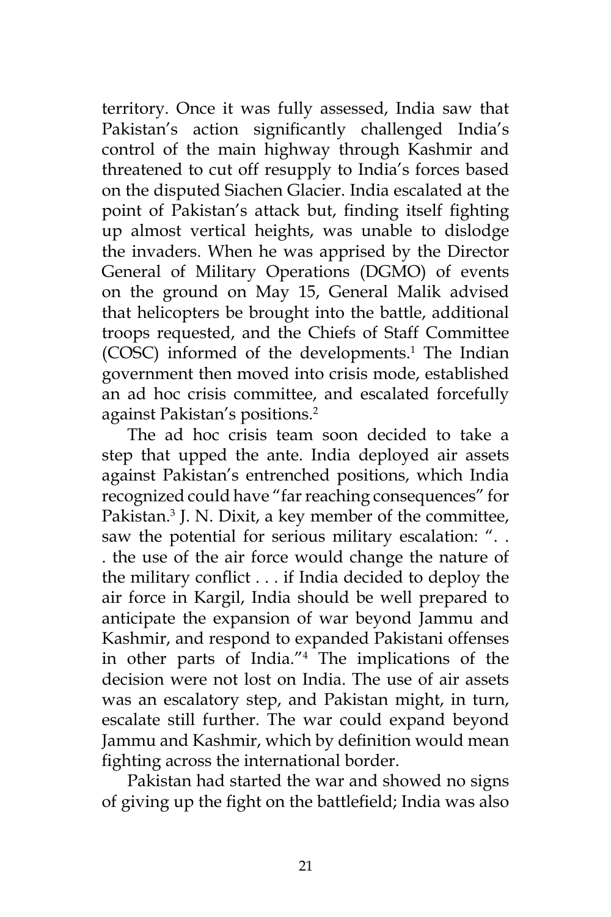territory. Once it was fully assessed, India saw that Pakistan's action significantly challenged India's control of the main highway through Kashmir and threatened to cut off resupply to India's forces based on the disputed Siachen Glacier. India escalated at the point of Pakistan's attack but, finding itself fighting up almost vertical heights, was unable to dislodge the invaders. When he was apprised by the Director General of Military Operations (DGMO) of events on the ground on May 15, General Malik advised that helicopters be brought into the battle, additional troops requested, and the Chiefs of Staff Committee (COSC) informed of the developments.[1] The Indian government then moved into crisis mode, established an ad hoc crisis committee, and escalated forcefully against Pakistan's positions.[2]

The ad hoc crisis team soon decided to take a step that upped the ante. India deployed air assets against Pakistan's entrenched positions, which India recognized could have "far reaching consequences" for Pakistan.[3] J. N. Dixit, a key member of the committee, saw the potential for serious military escalation: ". . . the use of the air force would change the nature of the military conflict . . . if India decided to deploy the air force in Kargil, India should be well prepared to anticipate the expansion of war beyond Jammu and Kashmir, and respond to expanded Pakistani offenses in other parts of India."[4] The implications of the decision were not lost on India. The use of air assets was an escalatory step, and Pakistan might, in turn, escalate still further. The war could expand beyond Jammu and Kashmir, which by definition would mean fighting across the international border.

Pakistan had started the war and showed no signs of giving up the fight on the battlefield; India was also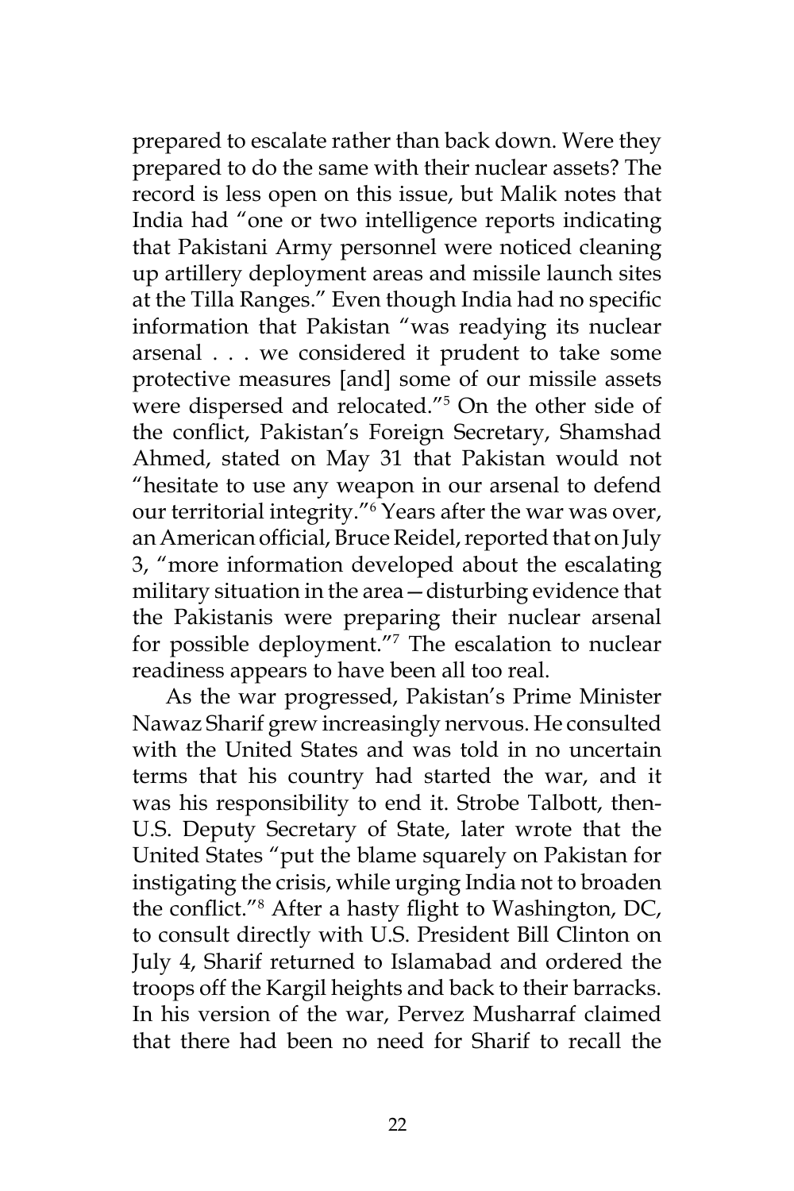prepared to escalate rather than back down. Were they prepared to do the same with their nuclear assets? The record is less open on this issue, but Malik notes that India had "one or two intelligence reports indicating that Pakistani Army personnel were noticed cleaning up artillery deployment areas and missile launch sites at the Tilla Ranges." Even though India had no specific information that Pakistan "was readying its nuclear arsenal . . . we considered it prudent to take some protective measures [and] some of our missile assets were dispersed and relocated."[5] On the other side of the conflict, Pakistan's Foreign Secretary, Shamshad Ahmed, stated on May 31 that Pakistan would not "hesitate to use any weapon in our arsenal to defend our territorial integrity."[6] Years after the war was over, an American official, Bruce Reidel, reported that on July 3, "more information developed about the escalating military situation in the area—disturbing evidence that the Pakistanis were preparing their nuclear arsenal for possible deployment."[7] The escalation to nuclear readiness appears to have been all too real.

As the war progressed, Pakistan's Prime Minister Nawaz Sharif grew increasingly nervous. He consulted with the United States and was told in no uncertain terms that his country had started the war, and it was his responsibility to end it. Strobe Talbott, then-U.S. Deputy Secretary of State, later wrote that the United States "put the blame squarely on Pakistan for instigating the crisis, while urging India not to broaden the conflict."[8] After a hasty flight to Washington, DC, to consult directly with U.S. President Bill Clinton on July 4, Sharif returned to Islamabad and ordered the troops off the Kargil heights and back to their barracks. In his version of the war, Pervez Musharraf claimed that there had been no need for Sharif to recall the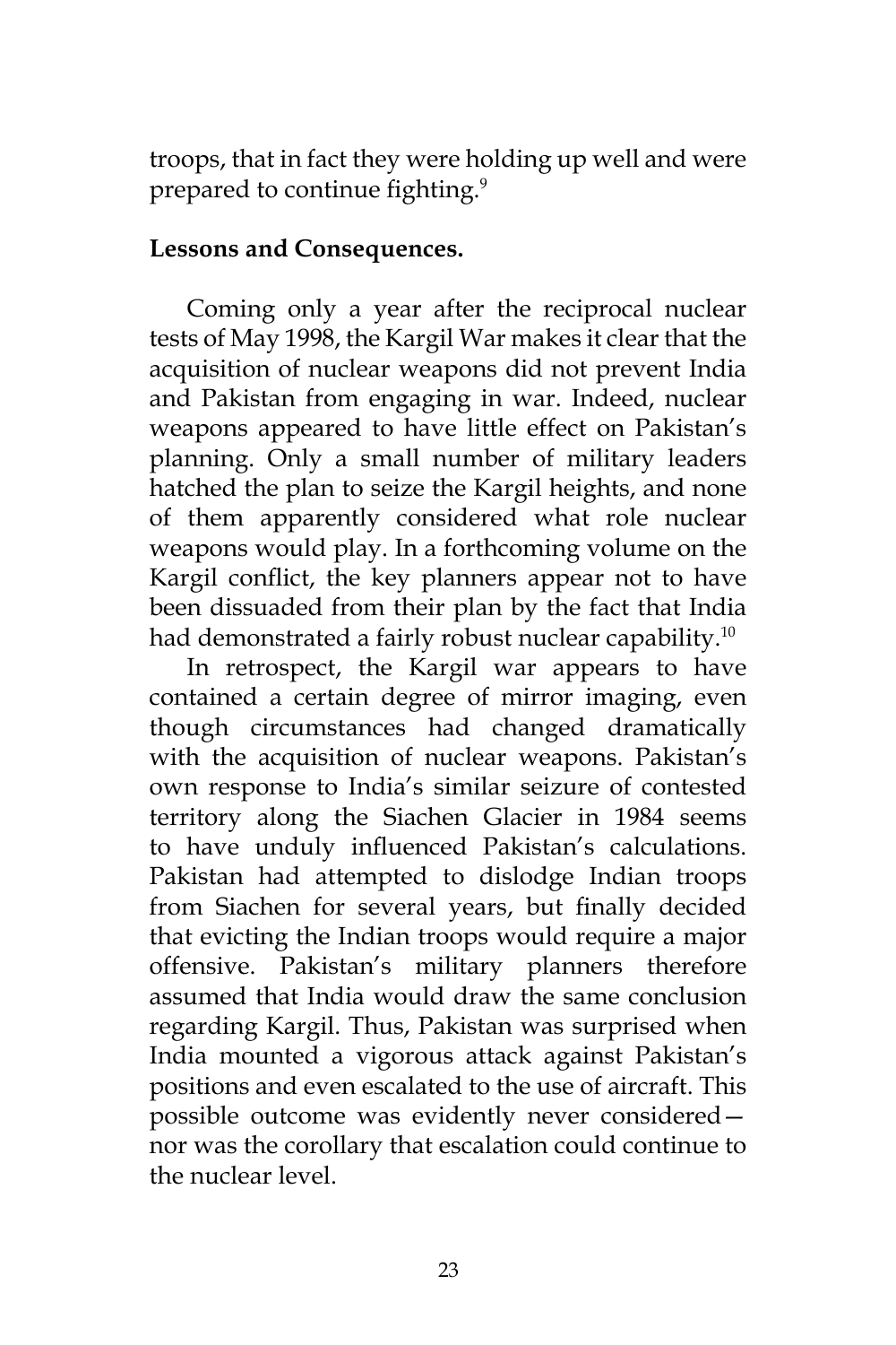troops, that in fact they were holding up well and were prepared to continue fighting.[9]

**Lessons and Consequences.**

Coming only a year after the reciprocal nuclear tests of May 1998, the Kargil War makes it clear that the acquisition of nuclear weapons did not prevent India and Pakistan from engaging in war. Indeed, nuclear weapons appeared to have little effect on Pakistan's planning. Only a small number of military leaders hatched the plan to seize the Kargil heights, and none of them apparently considered what role nuclear weapons would play. In a forthcoming volume on the Kargil conflict, the key planners appear not to have been dissuaded from their plan by the fact that India had demonstrated a fairly robust nuclear capability.[10]

In retrospect, the Kargil war appears to have contained a certain degree of mirror imaging, even though circumstances had changed dramatically with the acquisition of nuclear weapons. Pakistan's own response to India's similar seizure of contested territory along the Siachen Glacier in 1984 seems to have unduly influenced Pakistan's calculations. Pakistan had attempted to dislodge Indian troops from Siachen for several years, but finally decided that evicting the Indian troops would require a major offensive. Pakistan's military planners therefore assumed that India would draw the same conclusion regarding Kargil. Thus, Pakistan was surprised when India mounted a vigorous attack against Pakistan's positions and even escalated to the use of aircraft. This possible outcome was evidently never considered—nor was the corollary that escalation could continue to the nuclear level.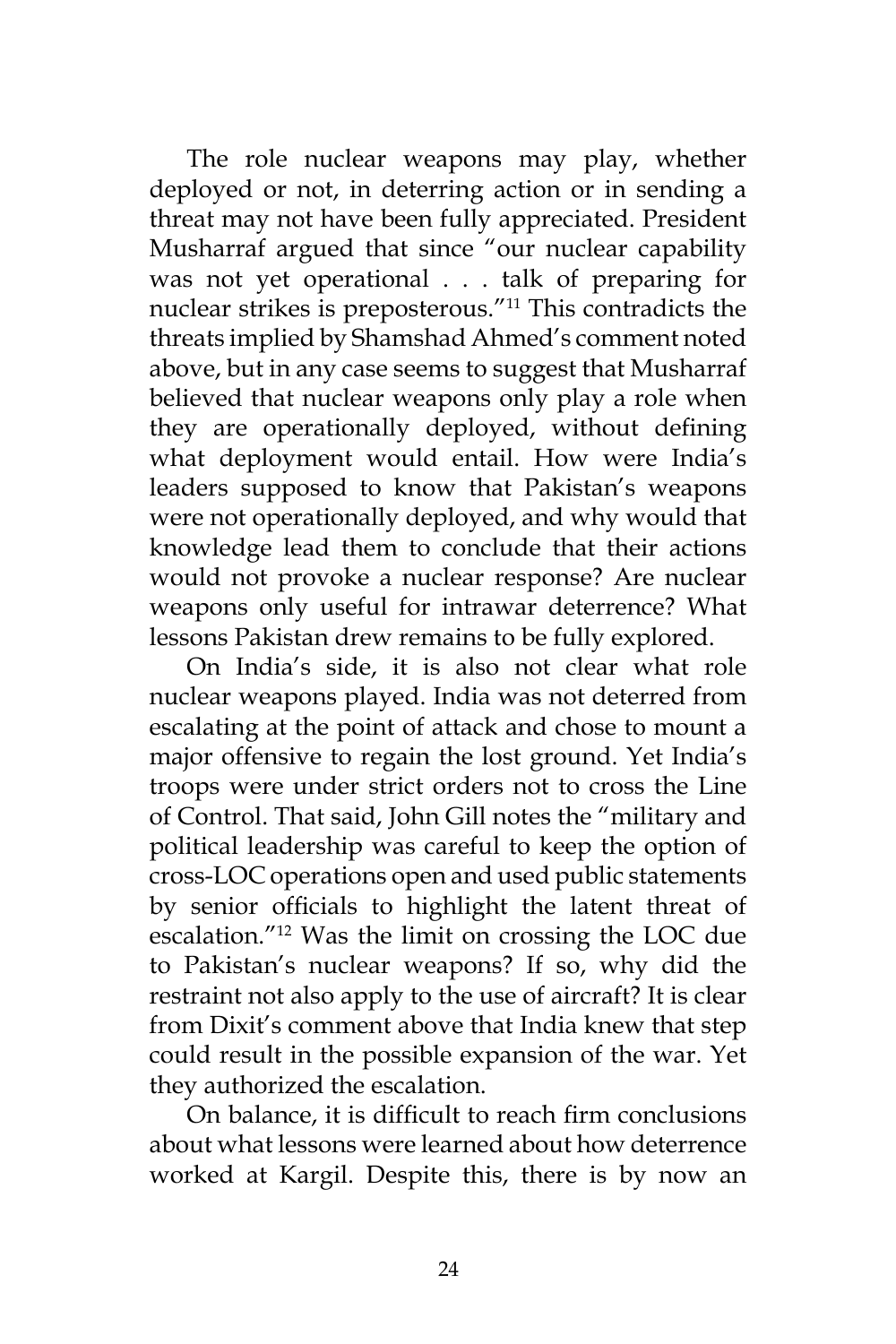The role nuclear weapons may play, whether deployed or not, in deterring action or in sending a threat may not have been fully appreciated. President Musharraf argued that since "our nuclear capability was not yet operational . . . talk of preparing for nuclear strikes is preposterous."[11] This contradicts the threats implied by Shamshad Ahmed's comment noted above, but in any case seems to suggest that Musharraf believed that nuclear weapons only play a role when they are operationally deployed, without defining what deployment would entail. How were India's leaders supposed to know that Pakistan's weapons were not operationally deployed, and why would that knowledge lead them to conclude that their actions would not provoke a nuclear response? Are nuclear weapons only useful for intrawar deterrence? What lessons Pakistan drew remains to be fully explored.

On India's side, it is also not clear what role nuclear weapons played. India was not deterred from escalating at the point of attack and chose to mount a major offensive to regain the lost ground. Yet India's troops were under strict orders not to cross the Line of Control. That said, John Gill notes the "military and political leadership was careful to keep the option of cross-LOC operations open and used public statements by senior officials to highlight the latent threat of escalation."[12] Was the limit on crossing the LOC due to Pakistan's nuclear weapons? If so, why did the restraint not also apply to the use of aircraft? It is clear from Dixit's comment above that India knew that step could result in the possible expansion of the war. Yet they authorized the escalation.

On balance, it is difficult to reach firm conclusions about what lessons were learned about how deterrence worked at Kargil. Despite this, there is by now an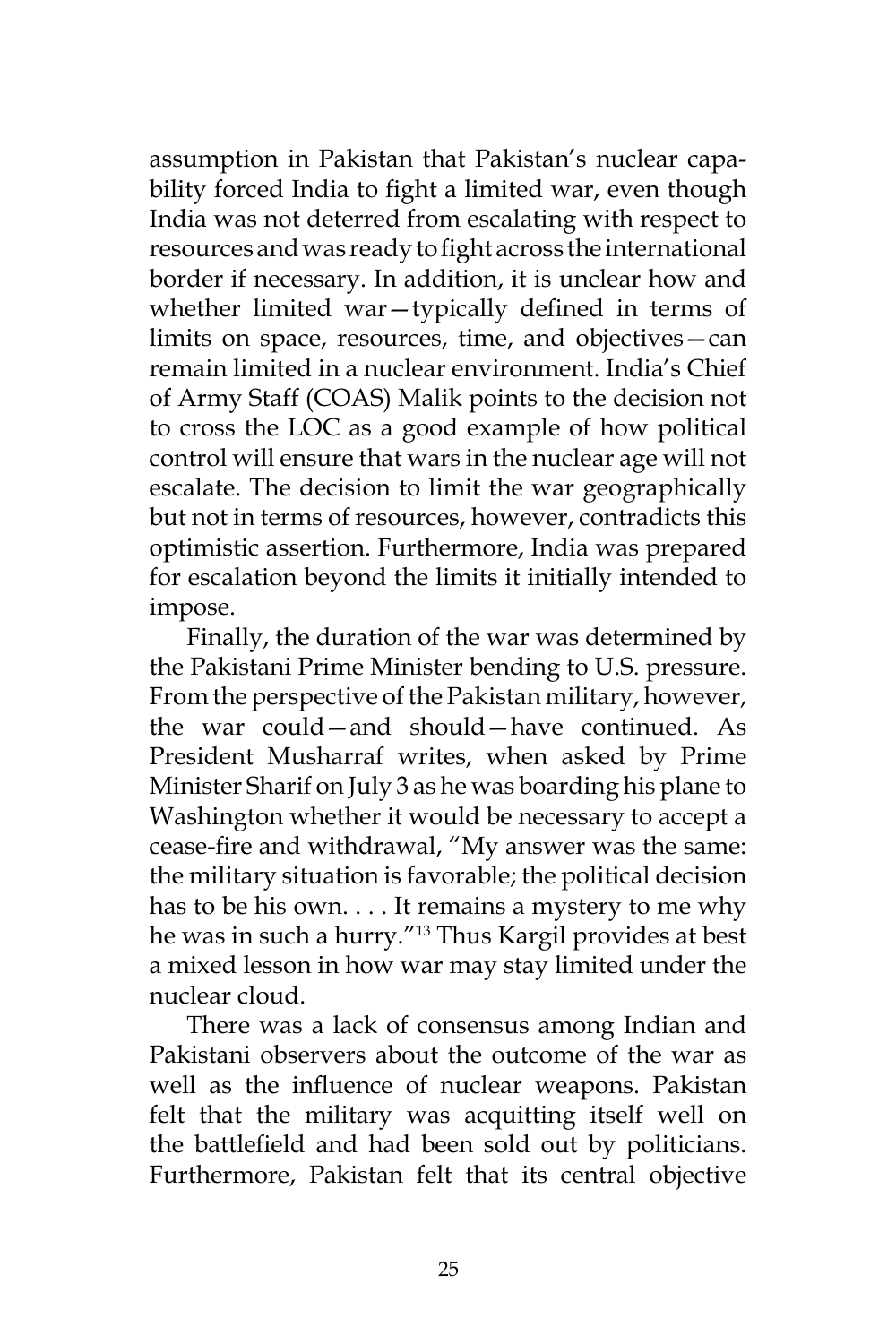assumption in Pakistan that Pakistan's nuclear capability forced India to fight a limited war, even though India was not deterred from escalating with respect to resources and was ready to fight across the international border if necessary. In addition, it is unclear how and whether limited war—typically defined in terms of limits on space, resources, time, and objectives—can remain limited in a nuclear environment. India's Chief of Army Staff (COAS) Malik points to the decision not to cross the LOC as a good example of how political control will ensure that wars in the nuclear age will not escalate. The decision to limit the war geographically but not in terms of resources, however, contradicts this optimistic assertion. Furthermore, India was prepared for escalation beyond the limits it initially intended to impose.

Finally, the duration of the war was determined by the Pakistani Prime Minister bending to U.S. pressure. From the perspective of the Pakistan military, however, the war could—and should—have continued. As President Musharraf writes, when asked by Prime Minister Sharif on July 3 as he was boarding his plane to Washington whether it would be necessary to accept a cease-fire and withdrawal, "My answer was the same: the military situation is favorable; the political decision has to be his own. . . . It remains a mystery to me why he was in such a hurry."[13] Thus Kargil provides at best a mixed lesson in how war may stay limited under the nuclear cloud.

There was a lack of consensus among Indian and Pakistani observers about the outcome of the war as well as the influence of nuclear weapons. Pakistan felt that the military was acquitting itself well on the battlefield and had been sold out by politicians. Furthermore, Pakistan felt that its central objective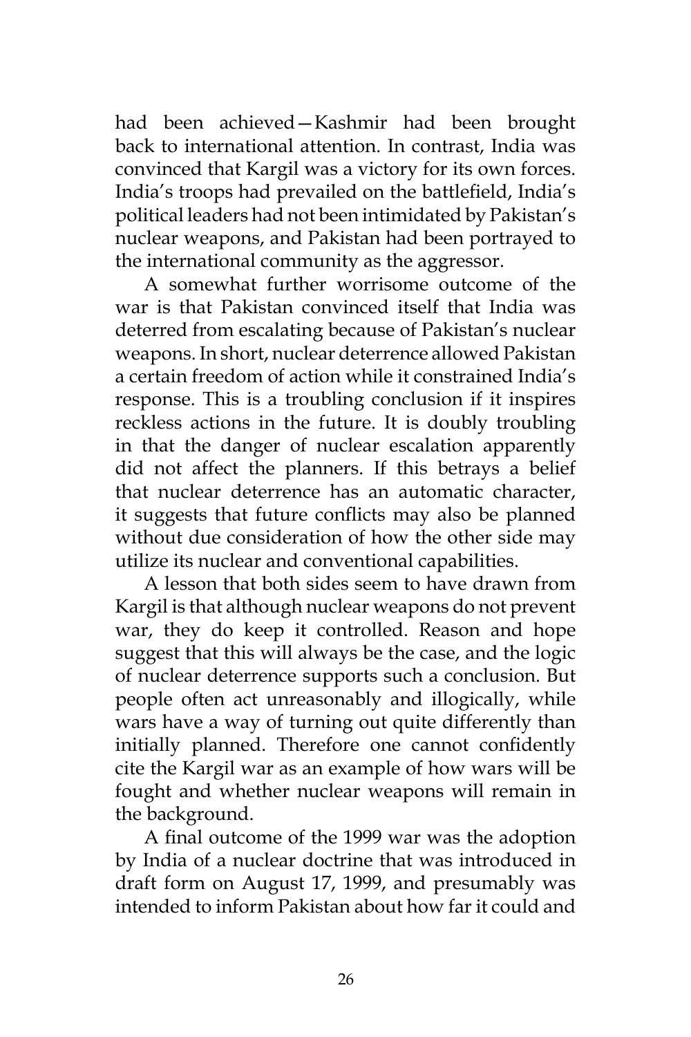had been achieved—Kashmir had been brought back to international attention. In contrast, India was convinced that Kargil was a victory for its own forces. India's troops had prevailed on the battlefield, India's political leaders had not been intimidated by Pakistan's nuclear weapons, and Pakistan had been portrayed to the international community as the aggressor.

A somewhat further worrisome outcome of the war is that Pakistan convinced itself that India was deterred from escalating because of Pakistan's nuclear weapons. In short, nuclear deterrence allowed Pakistan a certain freedom of action while it constrained India's response. This is a troubling conclusion if it inspires reckless actions in the future. It is doubly troubling in that the danger of nuclear escalation apparently did not affect the planners. If this betrays a belief that nuclear deterrence has an automatic character, it suggests that future conflicts may also be planned without due consideration of how the other side may utilize its nuclear and conventional capabilities.

A lesson that both sides seem to have drawn from Kargil is that although nuclear weapons do not prevent war, they do keep it controlled. Reason and hope suggest that this will always be the case, and the logic of nuclear deterrence supports such a conclusion. But people often act unreasonably and illogically, while wars have a way of turning out quite differently than initially planned. Therefore one cannot confidently cite the Kargil war as an example of how wars will be fought and whether nuclear weapons will remain in the background.

A final outcome of the 1999 war was the adoption by India of a nuclear doctrine that was introduced in draft form on August 17, 1999, and presumably was intended to inform Pakistan about how far it could and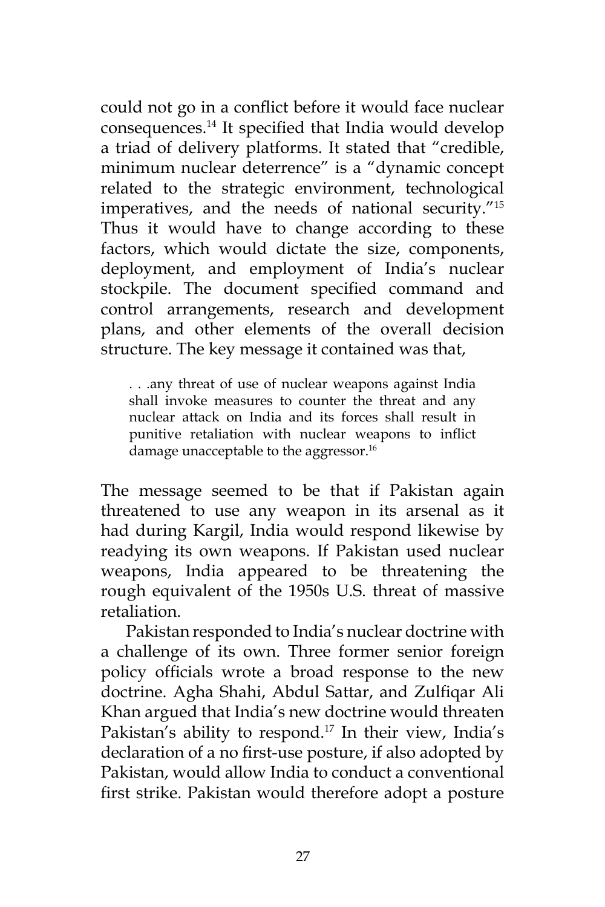could not go in a conflict before it would face nuclear consequences.[14] It specified that India would develop a triad of delivery platforms. It stated that "credible, minimum nuclear deterrence" is a "dynamic concept related to the strategic environment, technological imperatives, and the needs of national security."[15] Thus it would have to change according to these factors, which would dictate the size, components, deployment, and employment of India's nuclear stockpile. The document specified command and control arrangements, research and development plans, and other elements of the overall decision structure. The key message it contained was that,

> . . .any threat of use of nuclear weapons against India shall invoke measures to counter the threat and any nuclear attack on India and its forces shall result in punitive retaliation with nuclear weapons to inflict damage unacceptable to the aggressor.[16]

The message seemed to be that if Pakistan again threatened to use any weapon in its arsenal as it had during Kargil, India would respond likewise by readying its own weapons. If Pakistan used nuclear weapons, India appeared to be threatening the rough equivalent of the 1950s U.S. threat of massive retaliation.

Pakistan responded to India's nuclear doctrine with a challenge of its own. Three former senior foreign policy officials wrote a broad response to the new doctrine. Agha Shahi, Abdul Sattar, and Zulfiqar Ali Khan argued that India's new doctrine would threaten Pakistan's ability to respond.[17] In their view, India's declaration of a no first-use posture, if also adopted by Pakistan, would allow India to conduct a conventional first strike. Pakistan would therefore adopt a posture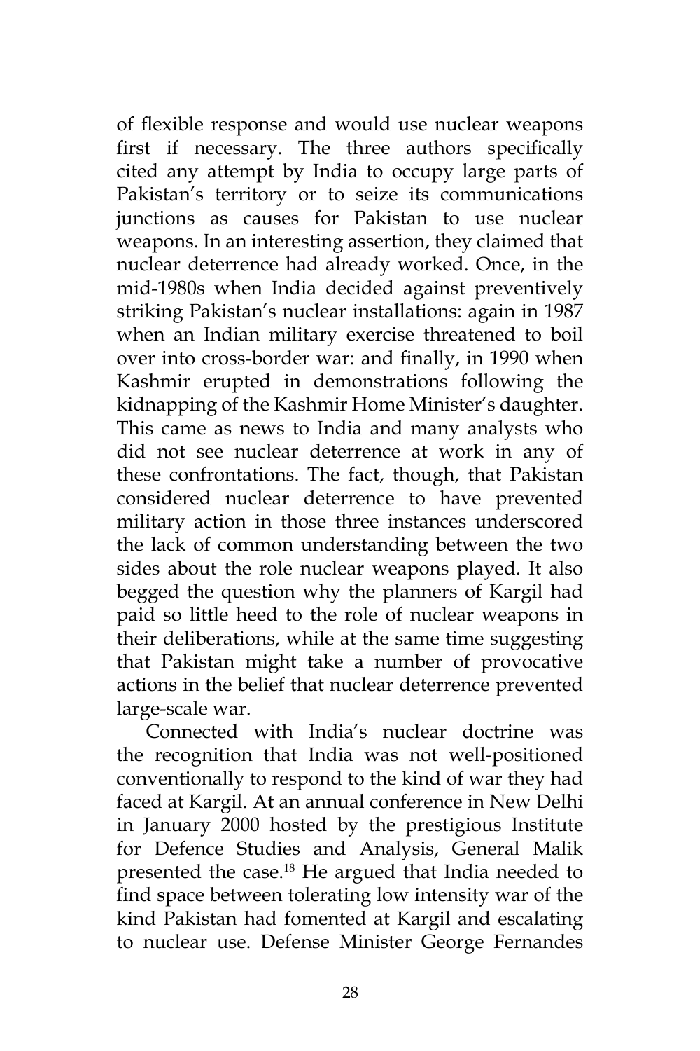of flexible response and would use nuclear weapons first if necessary. The three authors specifically cited any attempt by India to occupy large parts of Pakistan's territory or to seize its communications junctions as causes for Pakistan to use nuclear weapons. In an interesting assertion, they claimed that nuclear deterrence had already worked. Once, in the mid-1980s when India decided against preventively striking Pakistan's nuclear installations: again in 1987 when an Indian military exercise threatened to boil over into cross-border war: and finally, in 1990 when Kashmir erupted in demonstrations following the kidnapping of the Kashmir Home Minister's daughter. This came as news to India and many analysts who did not see nuclear deterrence at work in any of these confrontations. The fact, though, that Pakistan considered nuclear deterrence to have prevented military action in those three instances underscored the lack of common understanding between the two sides about the role nuclear weapons played. It also begged the question why the planners of Kargil had paid so little heed to the role of nuclear weapons in their deliberations, while at the same time suggesting that Pakistan might take a number of provocative actions in the belief that nuclear deterrence prevented large-scale war.

Connected with India's nuclear doctrine was the recognition that India was not well-positioned conventionally to respond to the kind of war they had faced at Kargil. At an annual conference in New Delhi in January 2000 hosted by the prestigious Institute for Defence Studies and Analysis, General Malik presented the case.[18] He argued that India needed to find space between tolerating low intensity war of the kind Pakistan had fomented at Kargil and escalating to nuclear use. Defense Minister George Fernandes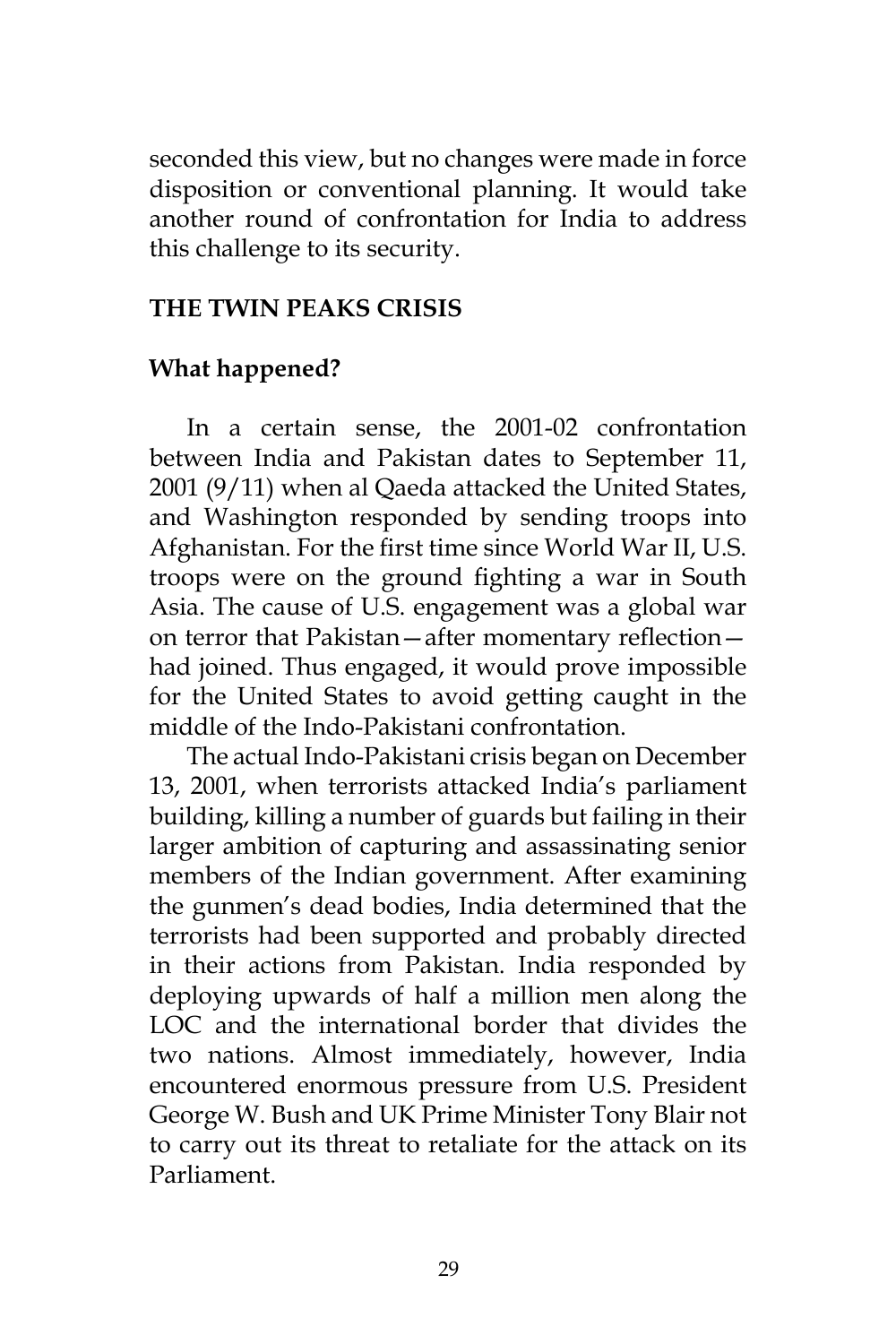seconded this view, but no changes were made in force disposition or conventional planning. It would take another round of confrontation for India to address this challenge to its security.

## THE TWIN PEAKS CRISIS

### What happened?

In a certain sense, the 2001-02 confrontation between India and Pakistan dates to September 11, 2001 (9/11) when al Qaeda attacked the United States, and Washington responded by sending troops into Afghanistan. For the first time since World War II, U.S. troops were on the ground fighting a war in South Asia. The cause of U.S. engagement was a global war on terror that Pakistan—after momentary reflection—had joined. Thus engaged, it would prove impossible for the United States to avoid getting caught in the middle of the Indo-Pakistani confrontation.

The actual Indo-Pakistani crisis began on December 13, 2001, when terrorists attacked India's parliament building, killing a number of guards but failing in their larger ambition of capturing and assassinating senior members of the Indian government. After examining the gunmen's dead bodies, India determined that the terrorists had been supported and probably directed in their actions from Pakistan. India responded by deploying upwards of half a million men along the LOC and the international border that divides the two nations. Almost immediately, however, India encountered enormous pressure from U.S. President George W. Bush and UK Prime Minister Tony Blair not to carry out its threat to retaliate for the attack on its Parliament.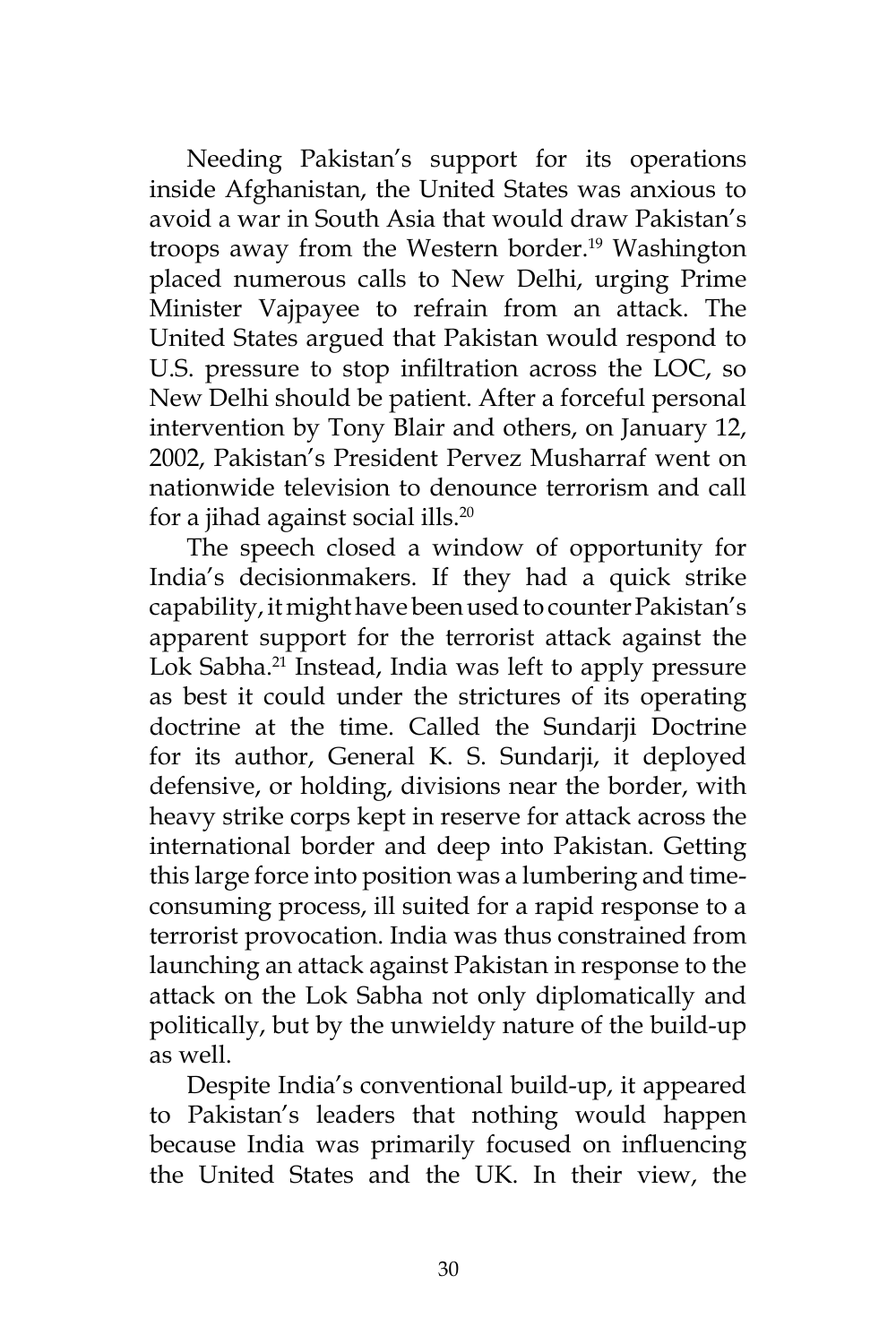Needing Pakistan's support for its operations inside Afghanistan, the United States was anxious to avoid a war in South Asia that would draw Pakistan's troops away from the Western border.[19] Washington placed numerous calls to New Delhi, urging Prime Minister Vajpayee to refrain from an attack. The United States argued that Pakistan would respond to U.S. pressure to stop infiltration across the LOC, so New Delhi should be patient. After a forceful personal intervention by Tony Blair and others, on January 12, 2002, Pakistan's President Pervez Musharraf went on nationwide television to denounce terrorism and call for a jihad against social ills.[20]

The speech closed a window of opportunity for India's decisionmakers. If they had a quick strike capability, it might have been used to counter Pakistan's apparent support for the terrorist attack against the Lok Sabha.[21] Instead, India was left to apply pressure as best it could under the strictures of its operating doctrine at the time. Called the Sundarji Doctrine for its author, General K. S. Sundarji, it deployed defensive, or holding, divisions near the border, with heavy strike corps kept in reserve for attack across the international border and deep into Pakistan. Getting this large force into position was a lumbering and time-consuming process, ill suited for a rapid response to a terrorist provocation. India was thus constrained from launching an attack against Pakistan in response to the attack on the Lok Sabha not only diplomatically and politically, but by the unwieldy nature of the build-up as well.

Despite India's conventional build-up, it appeared to Pakistan's leaders that nothing would happen because India was primarily focused on influencing the United States and the UK. In their view, the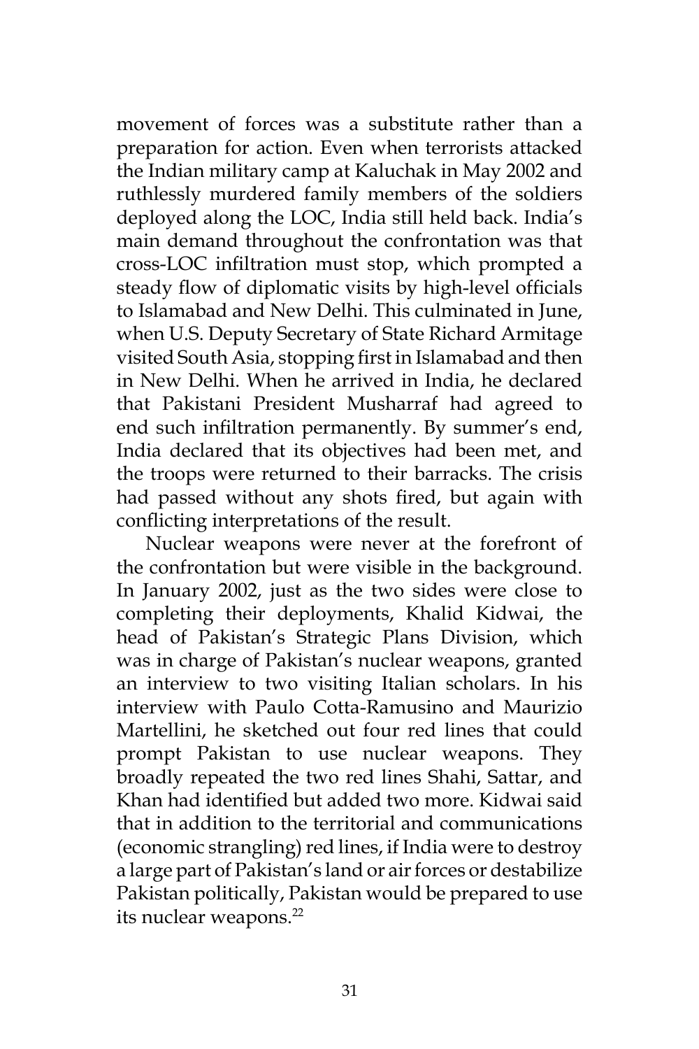movement of forces was a substitute rather than a preparation for action. Even when terrorists attacked the Indian military camp at Kaluchak in May 2002 and ruthlessly murdered family members of the soldiers deployed along the LOC, India still held back. India's main demand throughout the confrontation was that cross-LOC infiltration must stop, which prompted a steady flow of diplomatic visits by high-level officials to Islamabad and New Delhi. This culminated in June, when U.S. Deputy Secretary of State Richard Armitage visited South Asia, stopping first in Islamabad and then in New Delhi. When he arrived in India, he declared that Pakistani President Musharraf had agreed to end such infiltration permanently. By summer's end, India declared that its objectives had been met, and the troops were returned to their barracks. The crisis had passed without any shots fired, but again with conflicting interpretations of the result.

Nuclear weapons were never at the forefront of the confrontation but were visible in the background. In January 2002, just as the two sides were close to completing their deployments, Khalid Kidwai, the head of Pakistan's Strategic Plans Division, which was in charge of Pakistan's nuclear weapons, granted an interview to two visiting Italian scholars. In his interview with Paulo Cotta-Ramusino and Maurizio Martellini, he sketched out four red lines that could prompt Pakistan to use nuclear weapons. They broadly repeated the two red lines Shahi, Sattar, and Khan had identified but added two more. Kidwai said that in addition to the territorial and communications (economic strangling) red lines, if India were to destroy a large part of Pakistan's land or air forces or destabilize Pakistan politically, Pakistan would be prepared to use its nuclear weapons.[22]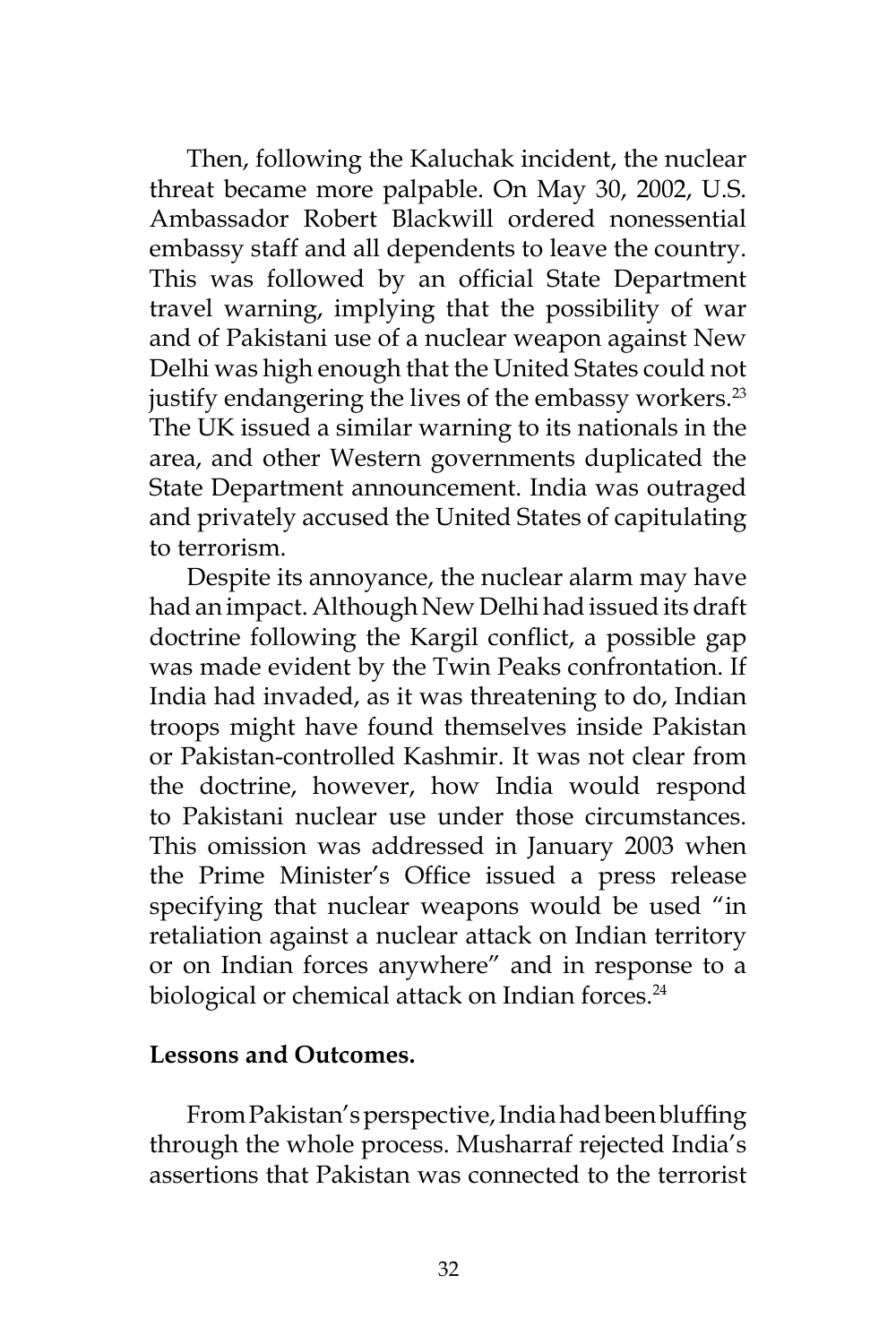Then, following the Kaluchak incident, the nuclear threat became more palpable. On May 30, 2002, U.S. Ambassador Robert Blackwill ordered nonessential embassy staff and all dependents to leave the country. This was followed by an official State Department travel warning, implying that the possibility of war and of Pakistani use of a nuclear weapon against New Delhi was high enough that the United States could not justify endangering the lives of the embassy workers.[23] The UK issued a similar warning to its nationals in the area, and other Western governments duplicated the State Department announcement. India was outraged and privately accused the United States of capitulating to terrorism.

Despite its annoyance, the nuclear alarm may have had an impact. Although New Delhi had issued its draft doctrine following the Kargil conflict, a possible gap was made evident by the Twin Peaks confrontation. If India had invaded, as it was threatening to do, Indian troops might have found themselves inside Pakistan or Pakistan-controlled Kashmir. It was not clear from the doctrine, however, how India would respond to Pakistani nuclear use under those circumstances. This omission was addressed in January 2003 when the Prime Minister's Office issued a press release specifying that nuclear weapons would be used "in retaliation against a nuclear attack on Indian territory or on Indian forces anywhere" and in response to a biological or chemical attack on Indian forces.[24]

**Lessons and Outcomes.**

From Pakistan's perspective, India had been bluffing through the whole process. Musharraf rejected India's assertions that Pakistan was connected to the terrorist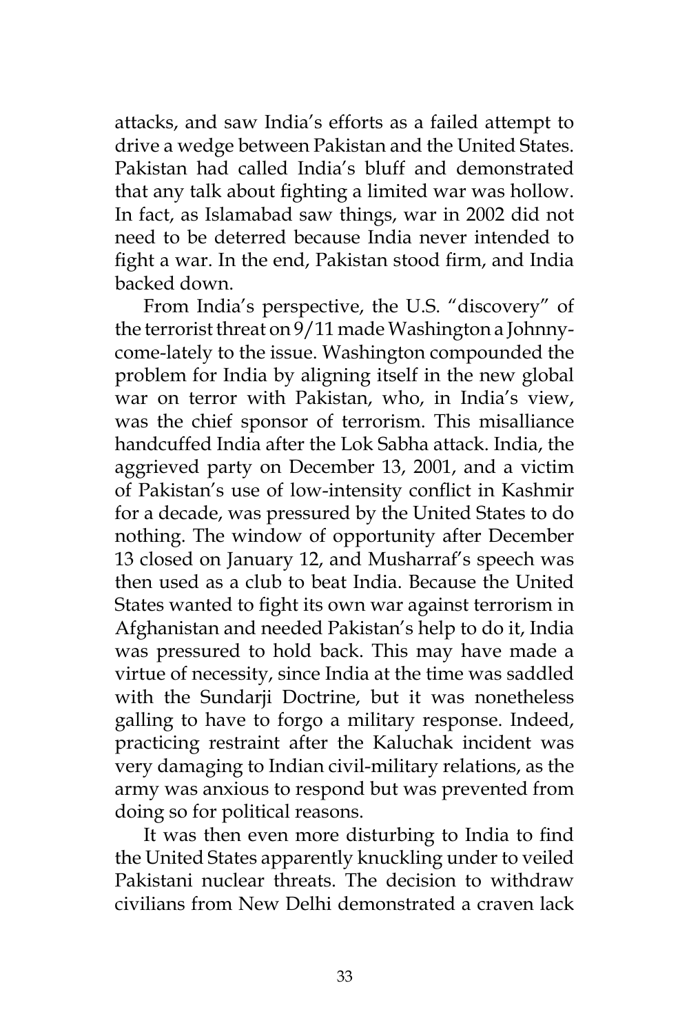attacks, and saw India's efforts as a failed attempt to drive a wedge between Pakistan and the United States. Pakistan had called India's bluff and demonstrated that any talk about fighting a limited war was hollow. In fact, as Islamabad saw things, war in 2002 did not need to be deterred because India never intended to fight a war. In the end, Pakistan stood firm, and India backed down.

From India's perspective, the U.S. "discovery" of the terrorist threat on 9/11 made Washington a Johnny-come-lately to the issue. Washington compounded the problem for India by aligning itself in the new global war on terror with Pakistan, who, in India's view, was the chief sponsor of terrorism. This misalliance handcuffed India after the Lok Sabha attack. India, the aggrieved party on December 13, 2001, and a victim of Pakistan's use of low-intensity conflict in Kashmir for a decade, was pressured by the United States to do nothing. The window of opportunity after December 13 closed on January 12, and Musharraf's speech was then used as a club to beat India. Because the United States wanted to fight its own war against terrorism in Afghanistan and needed Pakistan's help to do it, India was pressured to hold back. This may have made a virtue of necessity, since India at the time was saddled with the Sundarji Doctrine, but it was nonetheless galling to have to forgo a military response. Indeed, practicing restraint after the Kaluchak incident was very damaging to Indian civil-military relations, as the army was anxious to respond but was prevented from doing so for political reasons.

It was then even more disturbing to India to find the United States apparently knuckling under to veiled Pakistani nuclear threats. The decision to withdraw civilians from New Delhi demonstrated a craven lack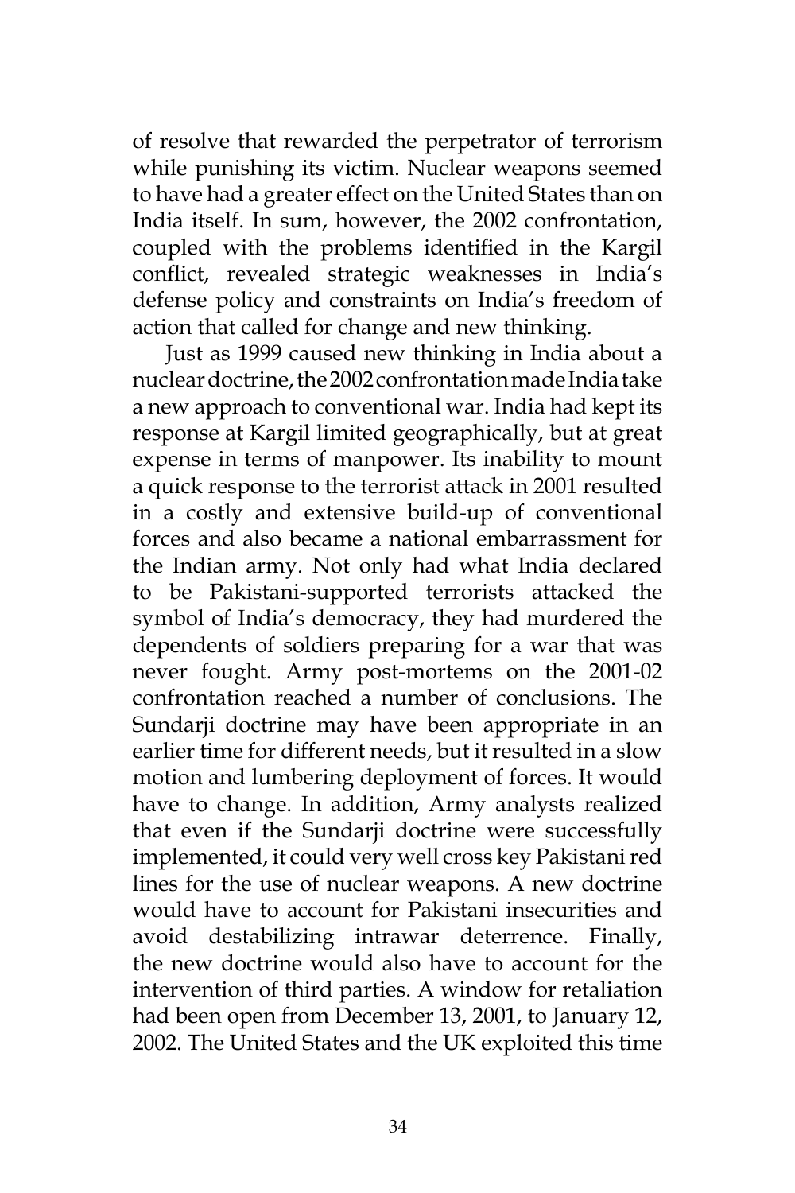of resolve that rewarded the perpetrator of terrorism while punishing its victim. Nuclear weapons seemed to have had a greater effect on the United States than on India itself. In sum, however, the 2002 confrontation, coupled with the problems identified in the Kargil conflict, revealed strategic weaknesses in India's defense policy and constraints on India's freedom of action that called for change and new thinking.

Just as 1999 caused new thinking in India about a nuclear doctrine, the 2002 confrontation made India take a new approach to conventional war. India had kept its response at Kargil limited geographically, but at great expense in terms of manpower. Its inability to mount a quick response to the terrorist attack in 2001 resulted in a costly and extensive build-up of conventional forces and also became a national embarrassment for the Indian army. Not only had what India declared to be Pakistani-supported terrorists attacked the symbol of India's democracy, they had murdered the dependents of soldiers preparing for a war that was never fought. Army post-mortems on the 2001-02 confrontation reached a number of conclusions. The Sundarji doctrine may have been appropriate in an earlier time for different needs, but it resulted in a slow motion and lumbering deployment of forces. It would have to change. In addition, Army analysts realized that even if the Sundarji doctrine were successfully implemented, it could very well cross key Pakistani red lines for the use of nuclear weapons. A new doctrine would have to account for Pakistani insecurities and avoid destabilizing intrawar deterrence. Finally, the new doctrine would also have to account for the intervention of third parties. A window for retaliation had been open from December 13, 2001, to January 12, 2002. The United States and the UK exploited this time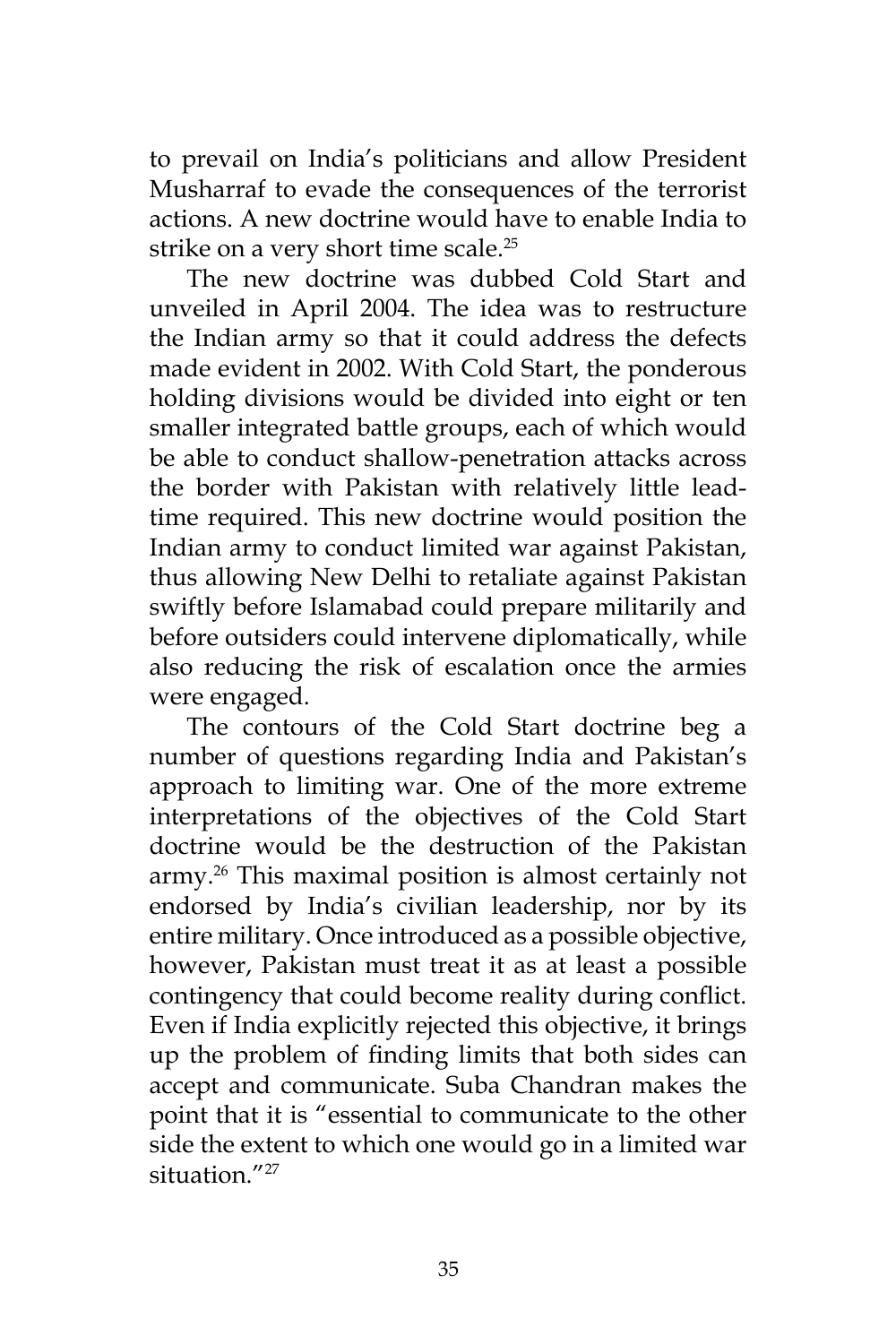to prevail on India's politicians and allow President Musharraf to evade the consequences of the terrorist actions. A new doctrine would have to enable India to strike on a very short time scale.[25]

The new doctrine was dubbed Cold Start and unveiled in April 2004. The idea was to restructure the Indian army so that it could address the defects made evident in 2002. With Cold Start, the ponderous holding divisions would be divided into eight or ten smaller integrated battle groups, each of which would be able to conduct shallow-penetration attacks across the border with Pakistan with relatively little lead-time required. This new doctrine would position the Indian army to conduct limited war against Pakistan, thus allowing New Delhi to retaliate against Pakistan swiftly before Islamabad could prepare militarily and before outsiders could intervene diplomatically, while also reducing the risk of escalation once the armies were engaged.

The contours of the Cold Start doctrine beg a number of questions regarding India and Pakistan's approach to limiting war. One of the more extreme interpretations of the objectives of the Cold Start doctrine would be the destruction of the Pakistan army.[26] This maximal position is almost certainly not endorsed by India's civilian leadership, nor by its entire military. Once introduced as a possible objective, however, Pakistan must treat it as at least a possible contingency that could become reality during conflict. Even if India explicitly rejected this objective, it brings up the problem of finding limits that both sides can accept and communicate. Suba Chandran makes the point that it is "essential to communicate to the other side the extent to which one would go in a limited war situation."[27]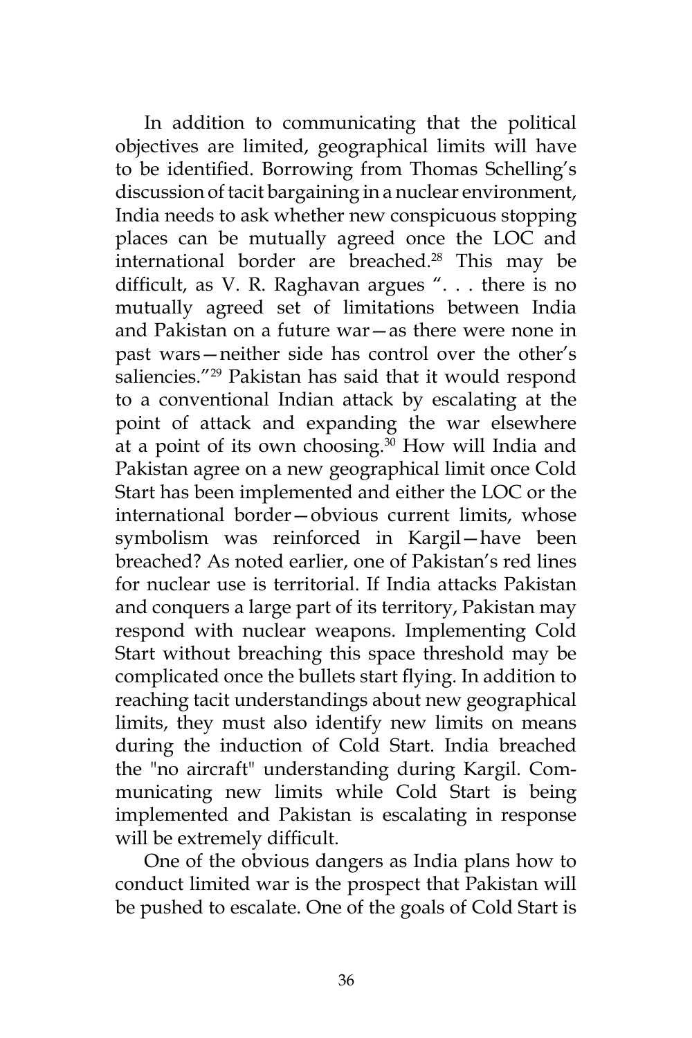In addition to communicating that the political objectives are limited, geographical limits will have to be identified. Borrowing from Thomas Schelling's discussion of tacit bargaining in a nuclear environment, India needs to ask whether new conspicuous stopping places can be mutually agreed once the LOC and international border are breached.[28] This may be difficult, as V. R. Raghavan argues ". . . there is no mutually agreed set of limitations between India and Pakistan on a future war—as there were none in past wars—neither side has control over the other's saliencies."[29] Pakistan has said that it would respond to a conventional Indian attack by escalating at the point of attack and expanding the war elsewhere at a point of its own choosing.[30] How will India and Pakistan agree on a new geographical limit once Cold Start has been implemented and either the LOC or the international border—obvious current limits, whose symbolism was reinforced in Kargil—have been breached? As noted earlier, one of Pakistan's red lines for nuclear use is territorial. If India attacks Pakistan and conquers a large part of its territory, Pakistan may respond with nuclear weapons. Implementing Cold Start without breaching this space threshold may be complicated once the bullets start flying. In addition to reaching tacit understandings about new geographical limits, they must also identify new limits on means during the induction of Cold Start. India breached the "no aircraft" understanding during Kargil. Communicating new limits while Cold Start is being implemented and Pakistan is escalating in response will be extremely difficult.

One of the obvious dangers as India plans how to conduct limited war is the prospect that Pakistan will be pushed to escalate. One of the goals of Cold Start is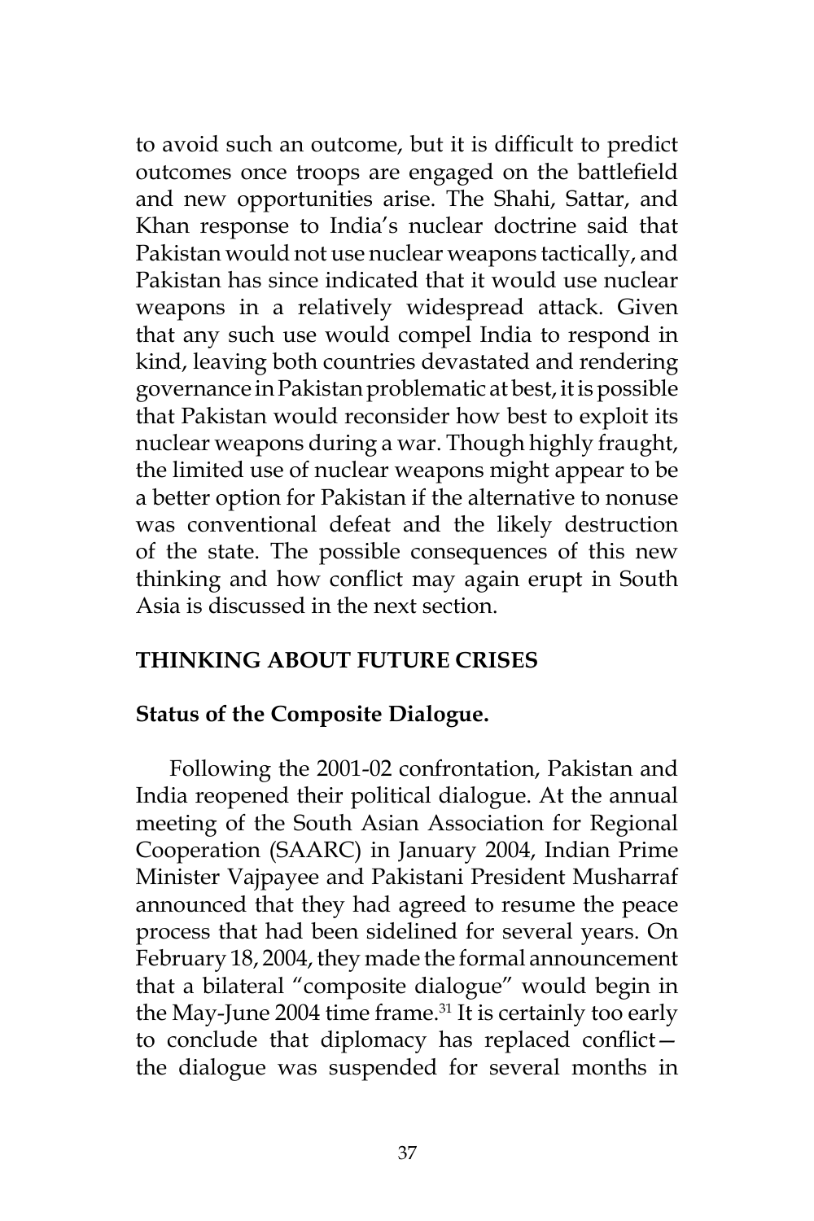to avoid such an outcome, but it is difficult to predict outcomes once troops are engaged on the battlefield and new opportunities arise. The Shahi, Sattar, and Khan response to India's nuclear doctrine said that Pakistan would not use nuclear weapons tactically, and Pakistan has since indicated that it would use nuclear weapons in a relatively widespread attack. Given that any such use would compel India to respond in kind, leaving both countries devastated and rendering governance in Pakistan problematic at best, it is possible that Pakistan would reconsider how best to exploit its nuclear weapons during a war. Though highly fraught, the limited use of nuclear weapons might appear to be a better option for Pakistan if the alternative to nonuse was conventional defeat and the likely destruction of the state. The possible consequences of this new thinking and how conflict may again erupt in South Asia is discussed in the next section.

## THINKING ABOUT FUTURE CRISES

### Status of the Composite Dialogue.

Following the 2001-02 confrontation, Pakistan and India reopened their political dialogue. At the annual meeting of the South Asian Association for Regional Cooperation (SAARC) in January 2004, Indian Prime Minister Vajpayee and Pakistani President Musharraf announced that they had agreed to resume the peace process that had been sidelined for several years. On February 18, 2004, they made the formal announcement that a bilateral "composite dialogue" would begin in the May-June 2004 time frame.[31] It is certainly too early to conclude that diplomacy has replaced conflict—the dialogue was suspended for several months in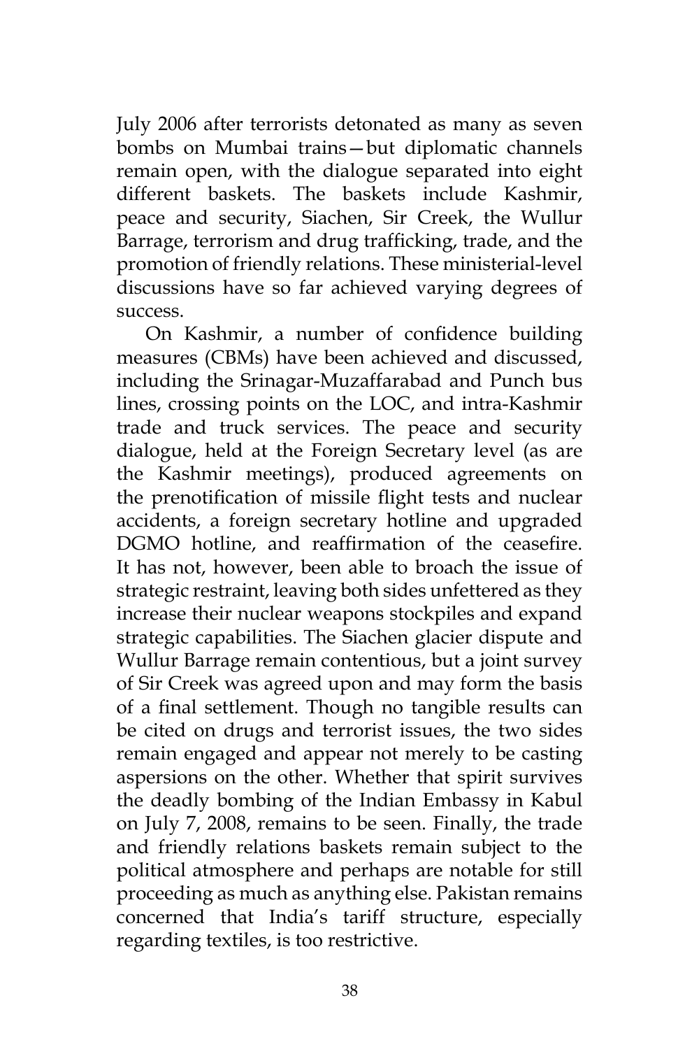July 2006 after terrorists detonated as many as seven bombs on Mumbai trains—but diplomatic channels remain open, with the dialogue separated into eight different baskets. The baskets include Kashmir, peace and security, Siachen, Sir Creek, the Wullur Barrage, terrorism and drug trafficking, trade, and the promotion of friendly relations. These ministerial-level discussions have so far achieved varying degrees of success.

On Kashmir, a number of confidence building measures (CBMs) have been achieved and discussed, including the Srinagar-Muzaffarabad and Punch bus lines, crossing points on the LOC, and intra-Kashmir trade and truck services. The peace and security dialogue, held at the Foreign Secretary level (as are the Kashmir meetings), produced agreements on the prenotification of missile flight tests and nuclear accidents, a foreign secretary hotline and upgraded DGMO hotline, and reaffirmation of the ceasefire. It has not, however, been able to broach the issue of strategic restraint, leaving both sides unfettered as they increase their nuclear weapons stockpiles and expand strategic capabilities. The Siachen glacier dispute and Wullur Barrage remain contentious, but a joint survey of Sir Creek was agreed upon and may form the basis of a final settlement. Though no tangible results can be cited on drugs and terrorist issues, the two sides remain engaged and appear not merely to be casting aspersions on the other. Whether that spirit survives the deadly bombing of the Indian Embassy in Kabul on July 7, 2008, remains to be seen. Finally, the trade and friendly relations baskets remain subject to the political atmosphere and perhaps are notable for still proceeding as much as anything else. Pakistan remains concerned that India's tariff structure, especially regarding textiles, is too restrictive.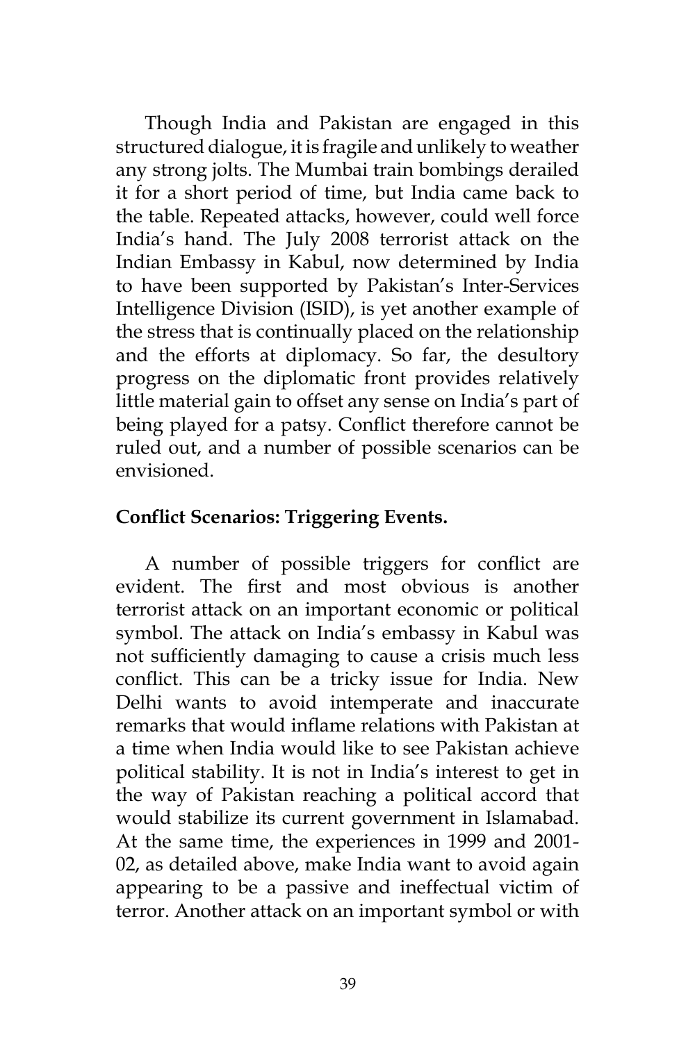Though India and Pakistan are engaged in this structured dialogue, it is fragile and unlikely to weather any strong jolts. The Mumbai train bombings derailed it for a short period of time, but India came back to the table. Repeated attacks, however, could well force India's hand. The July 2008 terrorist attack on the Indian Embassy in Kabul, now determined by India to have been supported by Pakistan's Inter-Services Intelligence Division (ISID), is yet another example of the stress that is continually placed on the relationship and the efforts at diplomacy. So far, the desultory progress on the diplomatic front provides relatively little material gain to offset any sense on India's part of being played for a patsy. Conflict therefore cannot be ruled out, and a number of possible scenarios can be envisioned.

**Conflict Scenarios: Triggering Events.**

A number of possible triggers for conflict are evident. The first and most obvious is another terrorist attack on an important economic or political symbol. The attack on India's embassy in Kabul was not sufficiently damaging to cause a crisis much less conflict. This can be a tricky issue for India. New Delhi wants to avoid intemperate and inaccurate remarks that would inflame relations with Pakistan at a time when India would like to see Pakistan achieve political stability. It is not in India's interest to get in the way of Pakistan reaching a political accord that would stabilize its current government in Islamabad. At the same time, the experiences in 1999 and 2001-02, as detailed above, make India want to avoid again appearing to be a passive and ineffectual victim of terror. Another attack on an important symbol or with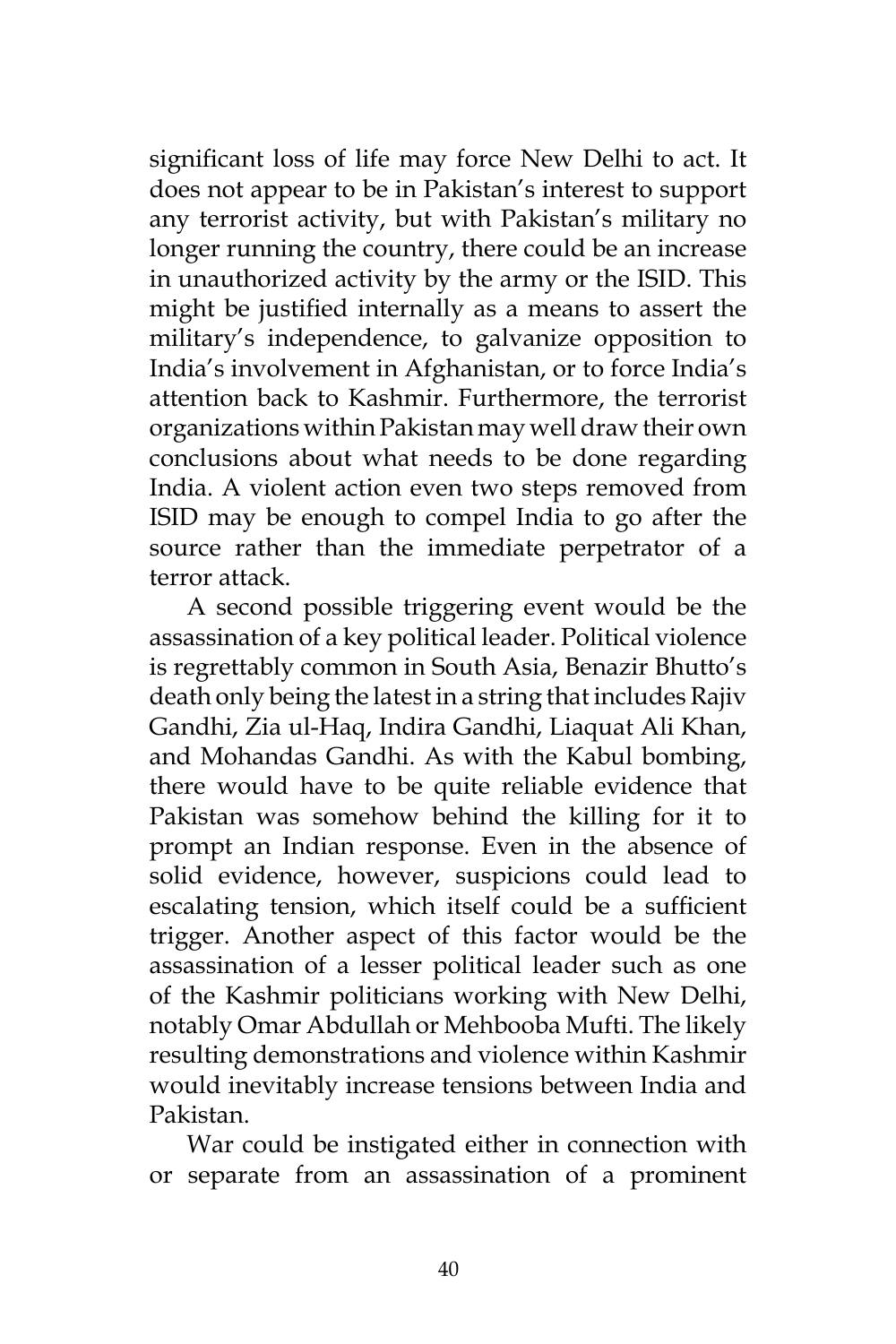significant loss of life may force New Delhi to act. It does not appear to be in Pakistan's interest to support any terrorist activity, but with Pakistan's military no longer running the country, there could be an increase in unauthorized activity by the army or the ISID. This might be justified internally as a means to assert the military's independence, to galvanize opposition to India's involvement in Afghanistan, or to force India's attention back to Kashmir. Furthermore, the terrorist organizations within Pakistan may well draw their own conclusions about what needs to be done regarding India. A violent action even two steps removed from ISID may be enough to compel India to go after the source rather than the immediate perpetrator of a terror attack.

A second possible triggering event would be the assassination of a key political leader. Political violence is regrettably common in South Asia, Benazir Bhutto's death only being the latest in a string that includes Rajiv Gandhi, Zia ul-Haq, Indira Gandhi, Liaquat Ali Khan, and Mohandas Gandhi. As with the Kabul bombing, there would have to be quite reliable evidence that Pakistan was somehow behind the killing for it to prompt an Indian response. Even in the absence of solid evidence, however, suspicions could lead to escalating tension, which itself could be a sufficient trigger. Another aspect of this factor would be the assassination of a lesser political leader such as one of the Kashmir politicians working with New Delhi, notably Omar Abdullah or Mehbooba Mufti. The likely resulting demonstrations and violence within Kashmir would inevitably increase tensions between India and Pakistan.

War could be instigated either in connection with or separate from an assassination of a prominent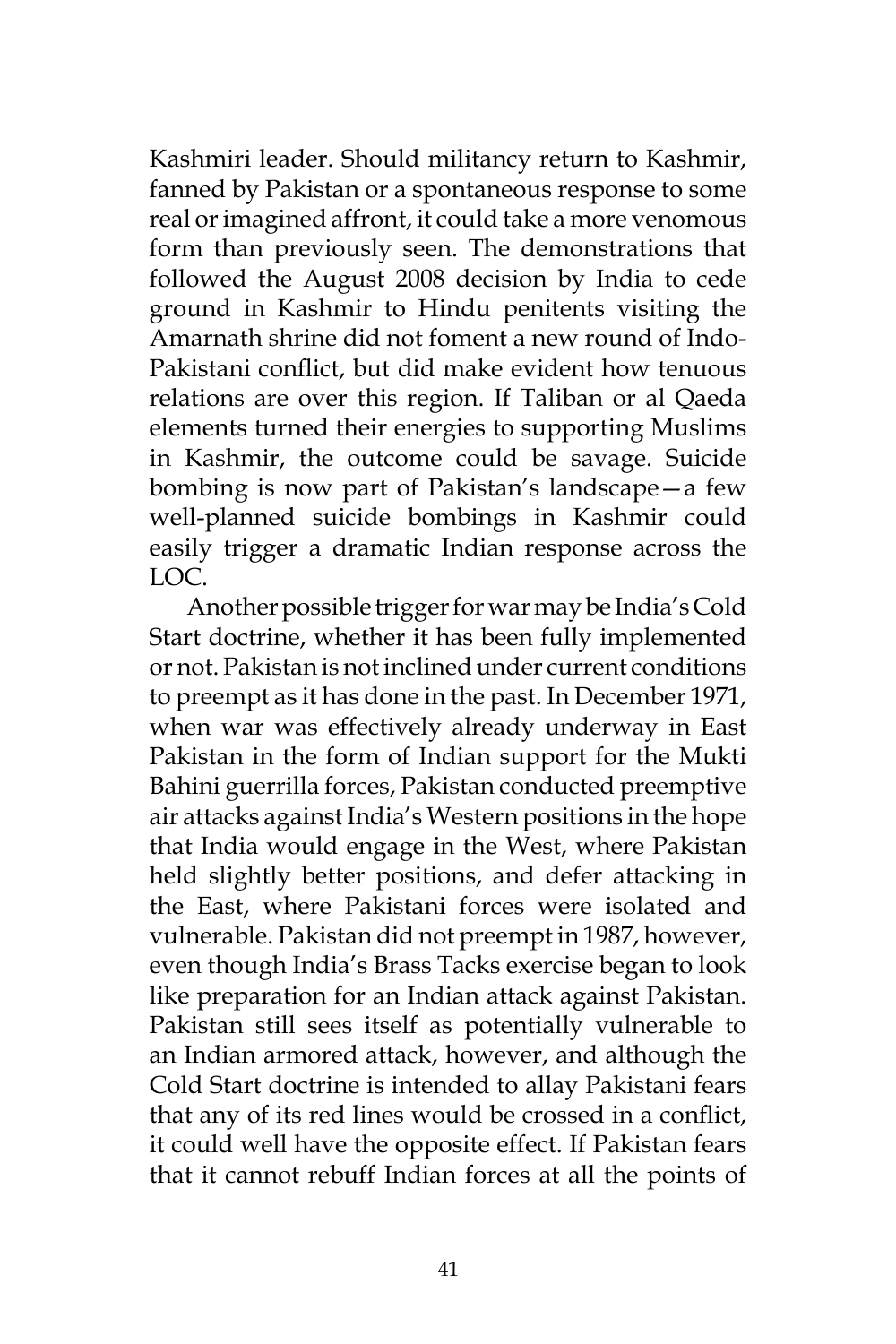Kashmiri leader. Should militancy return to Kashmir, fanned by Pakistan or a spontaneous response to some real or imagined affront, it could take a more venomous form than previously seen. The demonstrations that followed the August 2008 decision by India to cede ground in Kashmir to Hindu penitents visiting the Amarnath shrine did not foment a new round of Indo-Pakistani conflict, but did make evident how tenuous relations are over this region. If Taliban or al Qaeda elements turned their energies to supporting Muslims in Kashmir, the outcome could be savage. Suicide bombing is now part of Pakistan's landscape—a few well-planned suicide bombings in Kashmir could easily trigger a dramatic Indian response across the LOC.

Another possible trigger for war may be India's Cold Start doctrine, whether it has been fully implemented or not. Pakistan is not inclined under current conditions to preempt as it has done in the past. In December 1971, when war was effectively already underway in East Pakistan in the form of Indian support for the Mukti Bahini guerrilla forces, Pakistan conducted preemptive air attacks against India's Western positions in the hope that India would engage in the West, where Pakistan held slightly better positions, and defer attacking in the East, where Pakistani forces were isolated and vulnerable. Pakistan did not preempt in 1987, however, even though India's Brass Tacks exercise began to look like preparation for an Indian attack against Pakistan. Pakistan still sees itself as potentially vulnerable to an Indian armored attack, however, and although the Cold Start doctrine is intended to allay Pakistani fears that any of its red lines would be crossed in a conflict, it could well have the opposite effect. If Pakistan fears that it cannot rebuff Indian forces at all the points of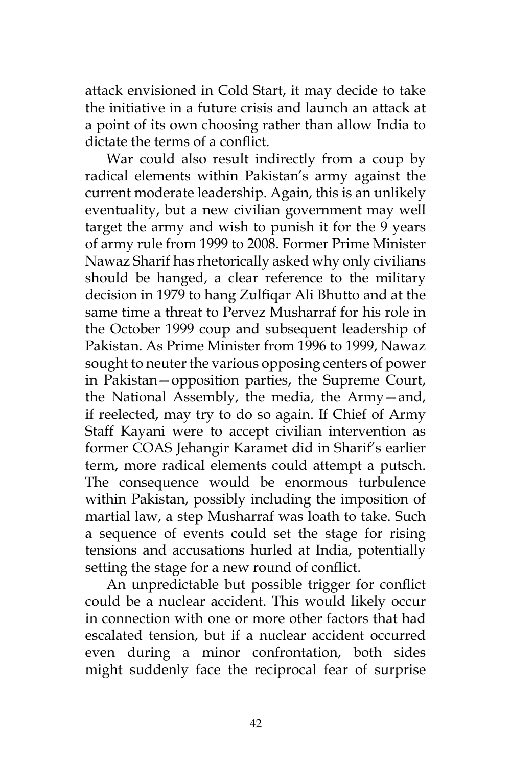attack envisioned in Cold Start, it may decide to take the initiative in a future crisis and launch an attack at a point of its own choosing rather than allow India to dictate the terms of a conflict.

War could also result indirectly from a coup by radical elements within Pakistan's army against the current moderate leadership. Again, this is an unlikely eventuality, but a new civilian government may well target the army and wish to punish it for the 9 years of army rule from 1999 to 2008. Former Prime Minister Nawaz Sharif has rhetorically asked why only civilians should be hanged, a clear reference to the military decision in 1979 to hang Zulfiqar Ali Bhutto and at the same time a threat to Pervez Musharraf for his role in the October 1999 coup and subsequent leadership of Pakistan. As Prime Minister from 1996 to 1999, Nawaz sought to neuter the various opposing centers of power in Pakistan—opposition parties, the Supreme Court, the National Assembly, the media, the Army—and, if reelected, may try to do so again. If Chief of Army Staff Kayani were to accept civilian intervention as former COAS Jehangir Karamet did in Sharif's earlier term, more radical elements could attempt a putsch. The consequence would be enormous turbulence within Pakistan, possibly including the imposition of martial law, a step Musharraf was loath to take. Such a sequence of events could set the stage for rising tensions and accusations hurled at India, potentially setting the stage for a new round of conflict.

An unpredictable but possible trigger for conflict could be a nuclear accident. This would likely occur in connection with one or more other factors that had escalated tension, but if a nuclear accident occurred even during a minor confrontation, both sides might suddenly face the reciprocal fear of surprise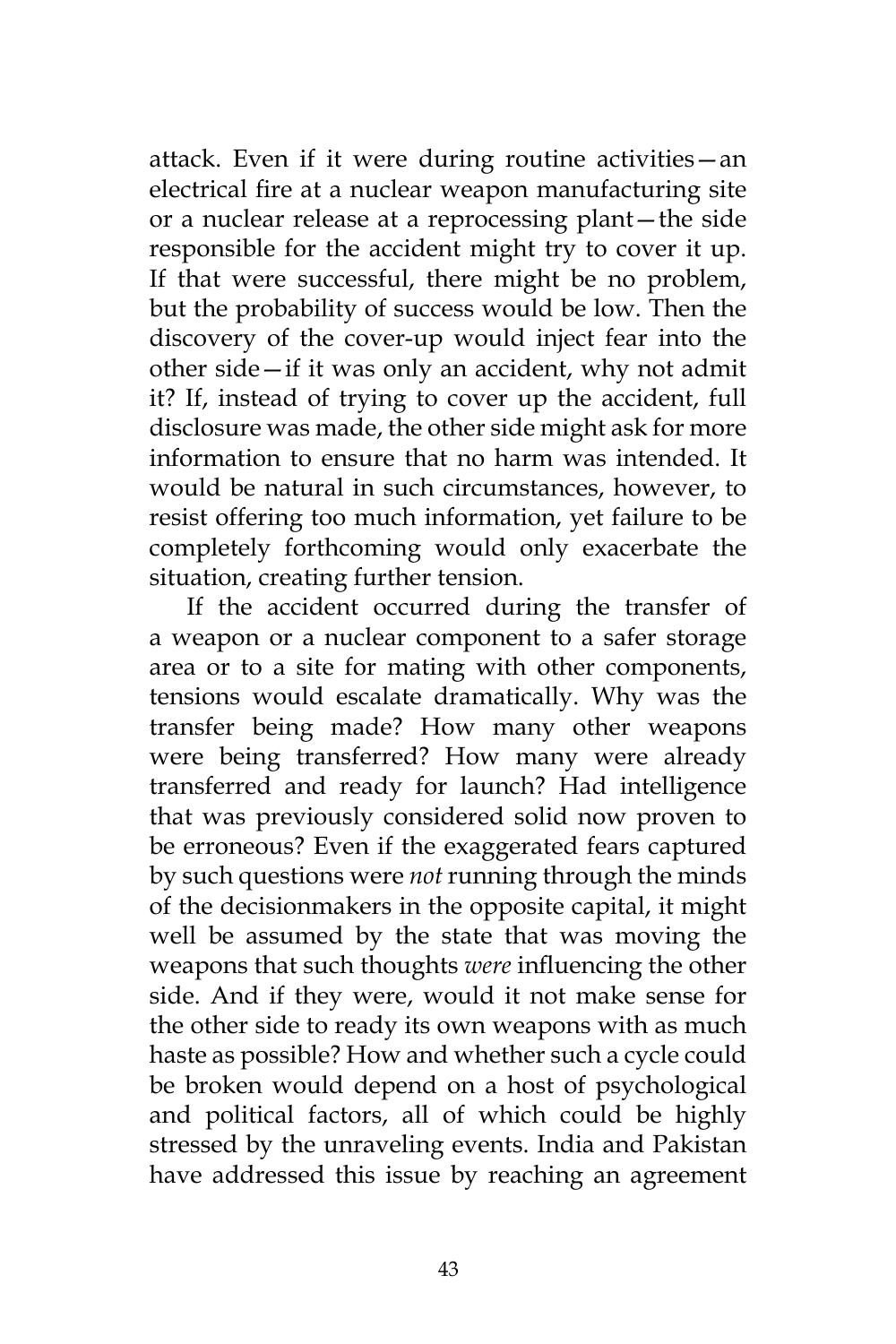attack. Even if it were during routine activities—an electrical fire at a nuclear weapon manufacturing site or a nuclear release at a reprocessing plant—the side responsible for the accident might try to cover it up. If that were successful, there might be no problem, but the probability of success would be low. Then the discovery of the cover-up would inject fear into the other side—if it was only an accident, why not admit it? If, instead of trying to cover up the accident, full disclosure was made, the other side might ask for more information to ensure that no harm was intended. It would be natural in such circumstances, however, to resist offering too much information, yet failure to be completely forthcoming would only exacerbate the situation, creating further tension.

If the accident occurred during the transfer of a weapon or a nuclear component to a safer storage area or to a site for mating with other components, tensions would escalate dramatically. Why was the transfer being made? How many other weapons were being transferred? How many were already transferred and ready for launch? Had intelligence that was previously considered solid now proven to be erroneous? Even if the exaggerated fears captured by such questions were *not* running through the minds of the decisionmakers in the opposite capital, it might well be assumed by the state that was moving the weapons that such thoughts *were* influencing the other side. And if they were, would it not make sense for the other side to ready its own weapons with as much haste as possible? How and whether such a cycle could be broken would depend on a host of psychological and political factors, all of which could be highly stressed by the unraveling events. India and Pakistan have addressed this issue by reaching an agreement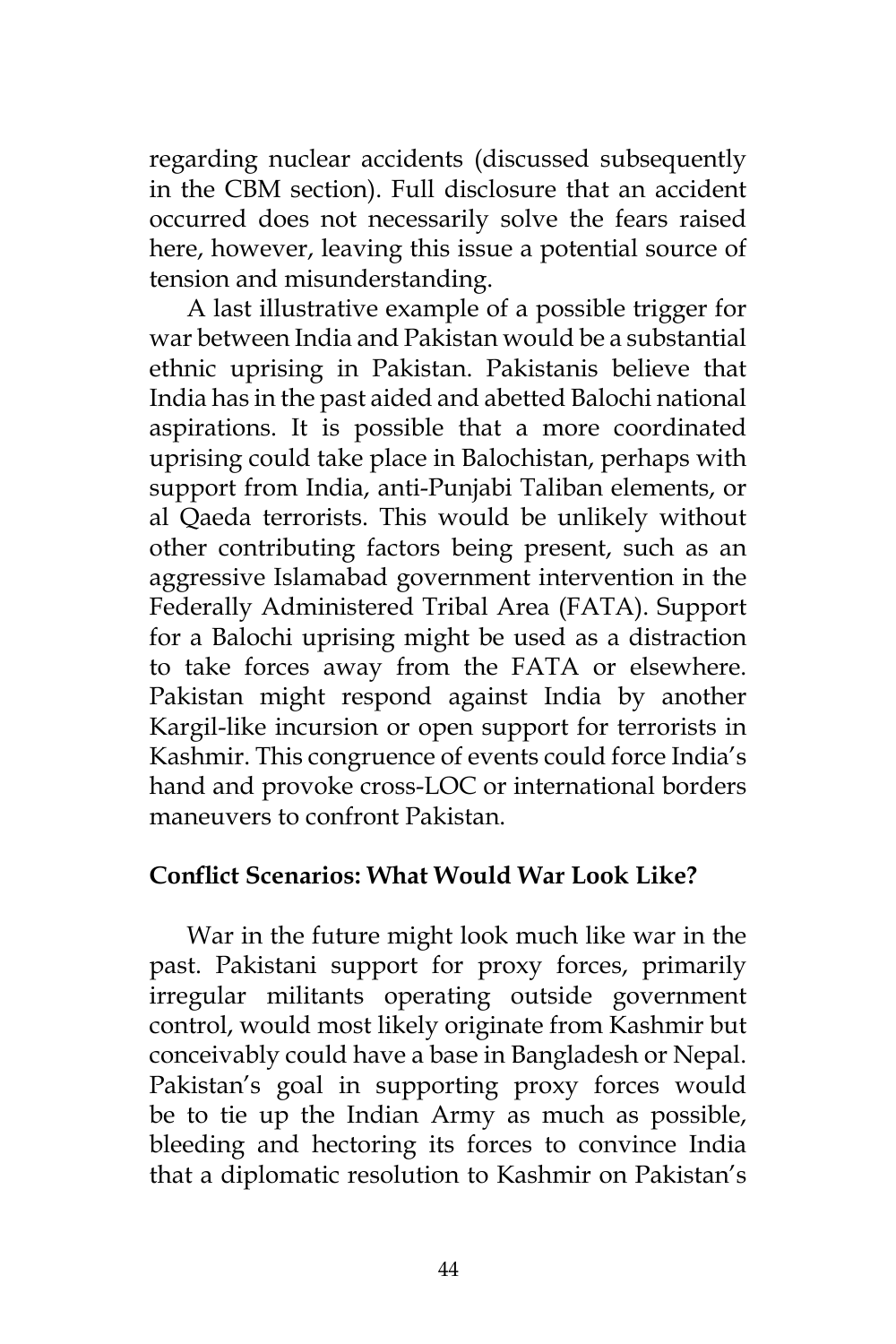regarding nuclear accidents (discussed subsequently in the CBM section). Full disclosure that an accident occurred does not necessarily solve the fears raised here, however, leaving this issue a potential source of tension and misunderstanding.

A last illustrative example of a possible trigger for war between India and Pakistan would be a substantial ethnic uprising in Pakistan. Pakistanis believe that India has in the past aided and abetted Balochi national aspirations. It is possible that a more coordinated uprising could take place in Balochistan, perhaps with support from India, anti-Punjabi Taliban elements, or al Qaeda terrorists. This would be unlikely without other contributing factors being present, such as an aggressive Islamabad government intervention in the Federally Administered Tribal Area (FATA). Support for a Balochi uprising might be used as a distraction to take forces away from the FATA or elsewhere. Pakistan might respond against India by another Kargil-like incursion or open support for terrorists in Kashmir. This congruence of events could force India's hand and provoke cross-LOC or international borders maneuvers to confront Pakistan.

**Conflict Scenarios: What Would War Look Like?**

War in the future might look much like war in the past. Pakistani support for proxy forces, primarily irregular militants operating outside government control, would most likely originate from Kashmir but conceivably could have a base in Bangladesh or Nepal. Pakistan's goal in supporting proxy forces would be to tie up the Indian Army as much as possible, bleeding and hectoring its forces to convince India that a diplomatic resolution to Kashmir on Pakistan's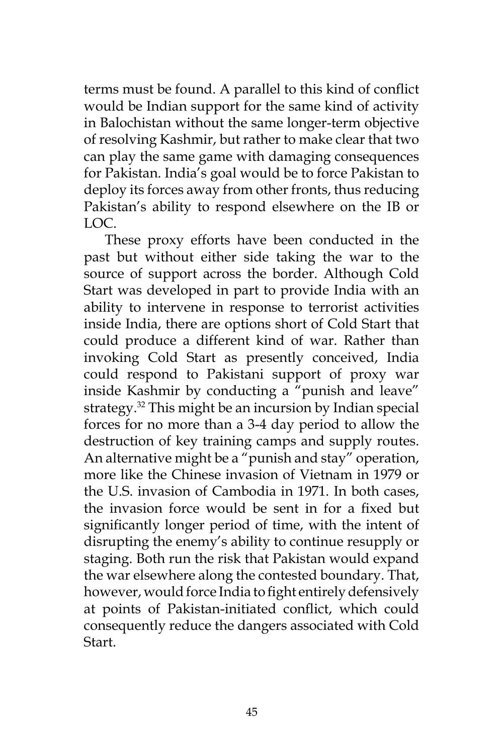terms must be found. A parallel to this kind of conflict would be Indian support for the same kind of activity in Balochistan without the same longer-term objective of resolving Kashmir, but rather to make clear that two can play the same game with damaging consequences for Pakistan. India's goal would be to force Pakistan to deploy its forces away from other fronts, thus reducing Pakistan's ability to respond elsewhere on the IB or LOC.

These proxy efforts have been conducted in the past but without either side taking the war to the source of support across the border. Although Cold Start was developed in part to provide India with an ability to intervene in response to terrorist activities inside India, there are options short of Cold Start that could produce a different kind of war. Rather than invoking Cold Start as presently conceived, India could respond to Pakistani support of proxy war inside Kashmir by conducting a "punish and leave" strategy.[32] This might be an incursion by Indian special forces for no more than a 3-4 day period to allow the destruction of key training camps and supply routes. An alternative might be a "punish and stay" operation, more like the Chinese invasion of Vietnam in 1979 or the U.S. invasion of Cambodia in 1971. In both cases, the invasion force would be sent in for a fixed but significantly longer period of time, with the intent of disrupting the enemy's ability to continue resupply or staging. Both run the risk that Pakistan would expand the war elsewhere along the contested boundary. That, however, would force India to fight entirely defensively at points of Pakistan-initiated conflict, which could consequently reduce the dangers associated with Cold Start.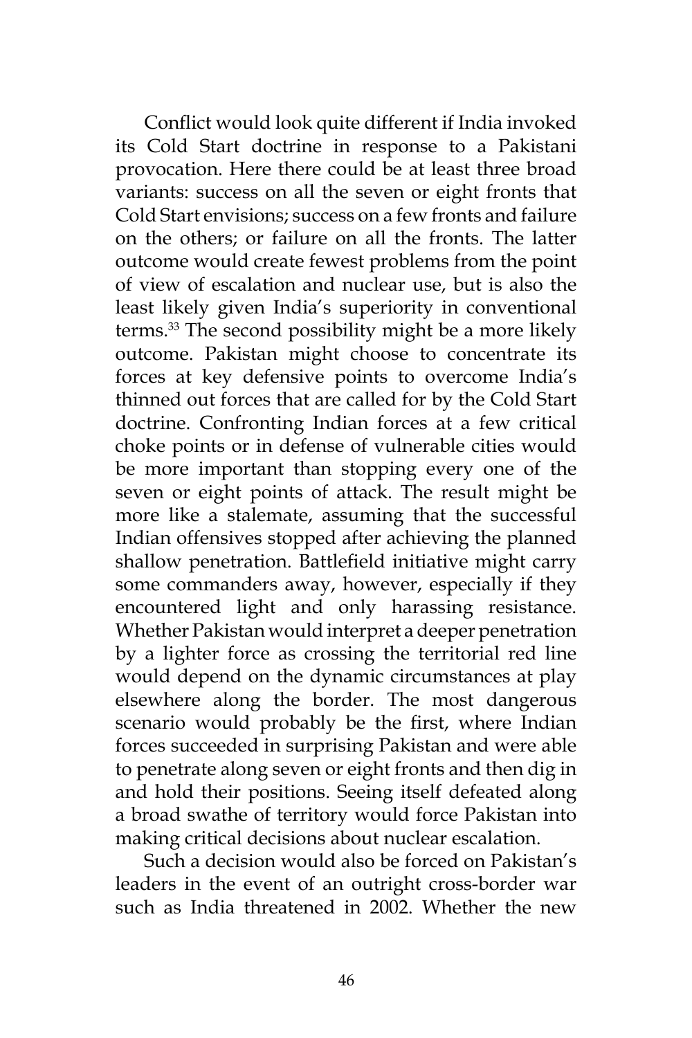Conflict would look quite different if India invoked its Cold Start doctrine in response to a Pakistani provocation. Here there could be at least three broad variants: success on all the seven or eight fronts that Cold Start envisions; success on a few fronts and failure on the others; or failure on all the fronts. The latter outcome would create fewest problems from the point of view of escalation and nuclear use, but is also the least likely given India's superiority in conventional terms.[33] The second possibility might be a more likely outcome. Pakistan might choose to concentrate its forces at key defensive points to overcome India's thinned out forces that are called for by the Cold Start doctrine. Confronting Indian forces at a few critical choke points or in defense of vulnerable cities would be more important than stopping every one of the seven or eight points of attack. The result might be more like a stalemate, assuming that the successful Indian offensives stopped after achieving the planned shallow penetration. Battlefield initiative might carry some commanders away, however, especially if they encountered light and only harassing resistance. Whether Pakistan would interpret a deeper penetration by a lighter force as crossing the territorial red line would depend on the dynamic circumstances at play elsewhere along the border. The most dangerous scenario would probably be the first, where Indian forces succeeded in surprising Pakistan and were able to penetrate along seven or eight fronts and then dig in and hold their positions. Seeing itself defeated along a broad swathe of territory would force Pakistan into making critical decisions about nuclear escalation.

Such a decision would also be forced on Pakistan's leaders in the event of an outright cross-border war such as India threatened in 2002. Whether the new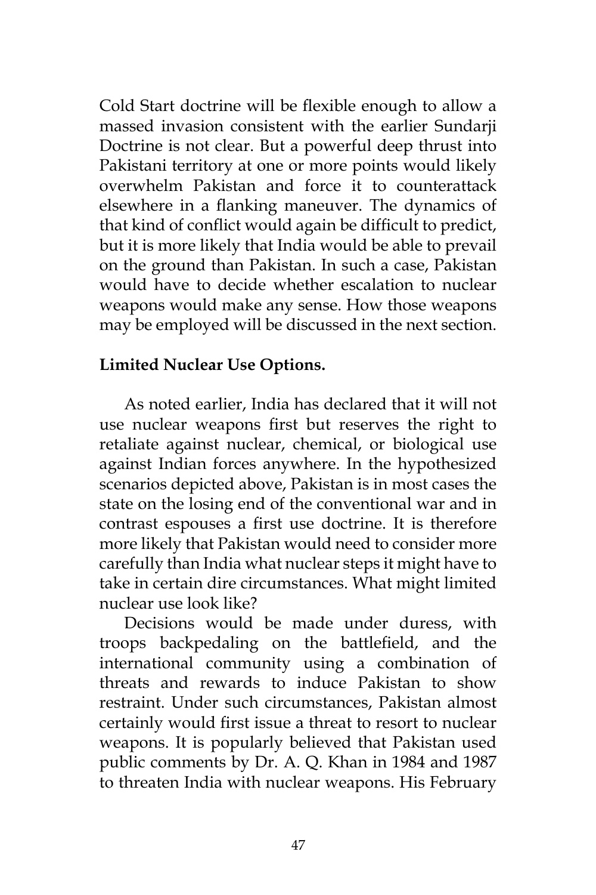Cold Start doctrine will be flexible enough to allow a massed invasion consistent with the earlier Sundarji Doctrine is not clear. But a powerful deep thrust into Pakistani territory at one or more points would likely overwhelm Pakistan and force it to counterattack elsewhere in a flanking maneuver. The dynamics of that kind of conflict would again be difficult to predict, but it is more likely that India would be able to prevail on the ground than Pakistan. In such a case, Pakistan would have to decide whether escalation to nuclear weapons would make any sense. How those weapons may be employed will be discussed in the next section.

**Limited Nuclear Use Options.**

As noted earlier, India has declared that it will not use nuclear weapons first but reserves the right to retaliate against nuclear, chemical, or biological use against Indian forces anywhere. In the hypothesized scenarios depicted above, Pakistan is in most cases the state on the losing end of the conventional war and in contrast espouses a first use doctrine. It is therefore more likely that Pakistan would need to consider more carefully than India what nuclear steps it might have to take in certain dire circumstances. What might limited nuclear use look like?

Decisions would be made under duress, with troops backpedaling on the battlefield, and the international community using a combination of threats and rewards to induce Pakistan to show restraint. Under such circumstances, Pakistan almost certainly would first issue a threat to resort to nuclear weapons. It is popularly believed that Pakistan used public comments by Dr. A. Q. Khan in 1984 and 1987 to threaten India with nuclear weapons. His February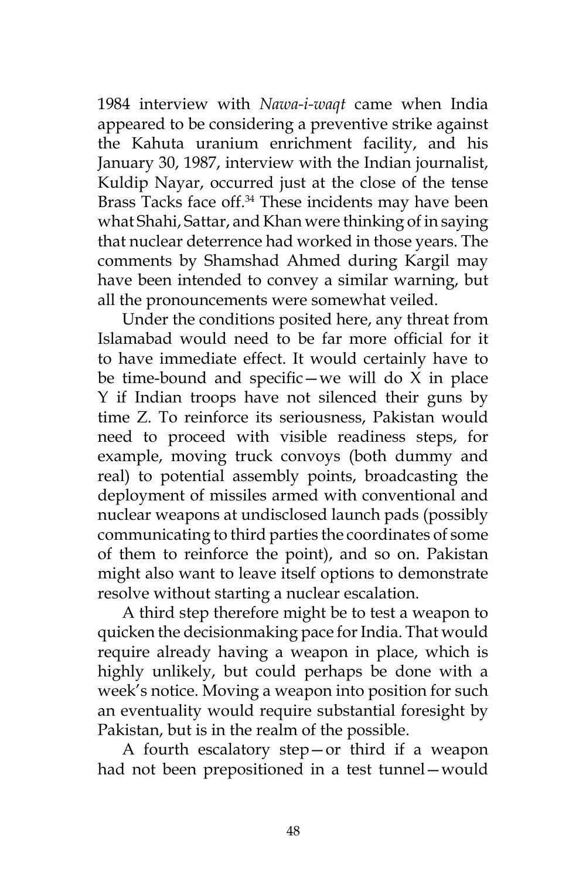1984 interview with *Nawa-i-waqt* came when India appeared to be considering a preventive strike against the Kahuta uranium enrichment facility, and his January 30, 1987, interview with the Indian journalist, Kuldip Nayar, occurred just at the close of the tense Brass Tacks face off.[34] These incidents may have been what Shahi, Sattar, and Khan were thinking of in saying that nuclear deterrence had worked in those years. The comments by Shamshad Ahmed during Kargil may have been intended to convey a similar warning, but all the pronouncements were somewhat veiled.

Under the conditions posited here, any threat from Islamabad would need to be far more official for it to have immediate effect. It would certainly have to be time-bound and specific—we will do X in place Y if Indian troops have not silenced their guns by time Z. To reinforce its seriousness, Pakistan would need to proceed with visible readiness steps, for example, moving truck convoys (both dummy and real) to potential assembly points, broadcasting the deployment of missiles armed with conventional and nuclear weapons at undisclosed launch pads (possibly communicating to third parties the coordinates of some of them to reinforce the point), and so on. Pakistan might also want to leave itself options to demonstrate resolve without starting a nuclear escalation.

A third step therefore might be to test a weapon to quicken the decisionmaking pace for India. That would require already having a weapon in place, which is highly unlikely, but could perhaps be done with a week's notice. Moving a weapon into position for such an eventuality would require substantial foresight by Pakistan, but is in the realm of the possible.

A fourth escalatory step—or third if a weapon had not been prepositioned in a test tunnel—would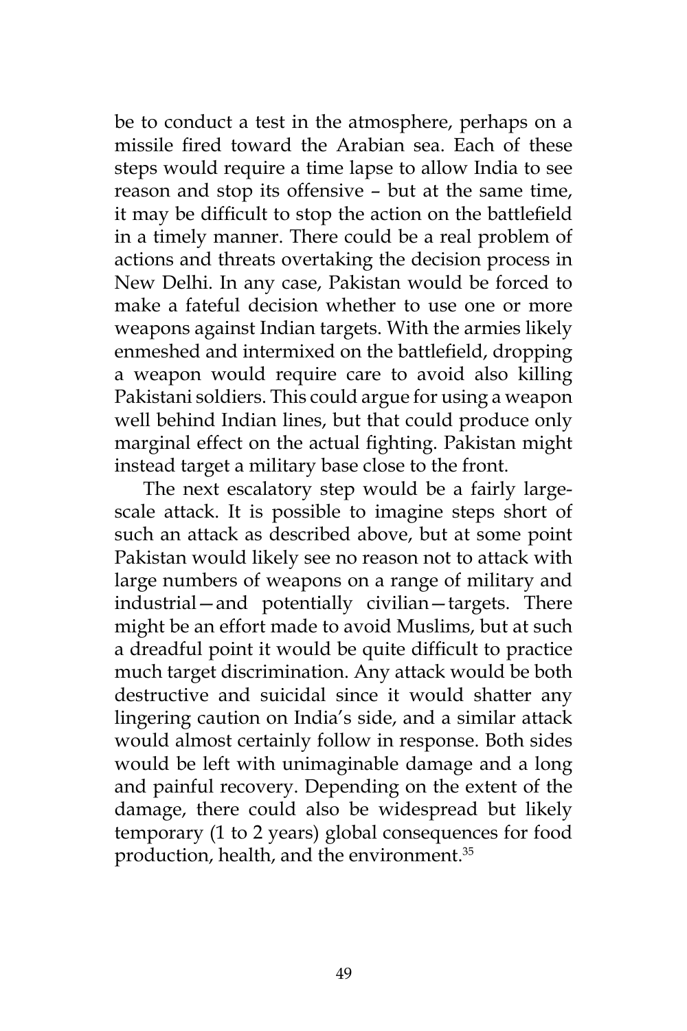be to conduct a test in the atmosphere, perhaps on a missile fired toward the Arabian sea. Each of these steps would require a time lapse to allow India to see reason and stop its offensive – but at the same time, it may be difficult to stop the action on the battlefield in a timely manner. There could be a real problem of actions and threats overtaking the decision process in New Delhi. In any case, Pakistan would be forced to make a fateful decision whether to use one or more weapons against Indian targets. With the armies likely enmeshed and intermixed on the battlefield, dropping a weapon would require care to avoid also killing Pakistani soldiers. This could argue for using a weapon well behind Indian lines, but that could produce only marginal effect on the actual fighting. Pakistan might instead target a military base close to the front.

The next escalatory step would be a fairly large-scale attack. It is possible to imagine steps short of such an attack as described above, but at some point Pakistan would likely see no reason not to attack with large numbers of weapons on a range of military and industrial—and potentially civilian—targets. There might be an effort made to avoid Muslims, but at such a dreadful point it would be quite difficult to practice much target discrimination. Any attack would be both destructive and suicidal since it would shatter any lingering caution on India's side, and a similar attack would almost certainly follow in response. Both sides would be left with unimaginable damage and a long and painful recovery. Depending on the extent of the damage, there could also be widespread but likely temporary (1 to 2 years) global consequences for food production, health, and the environment.[35]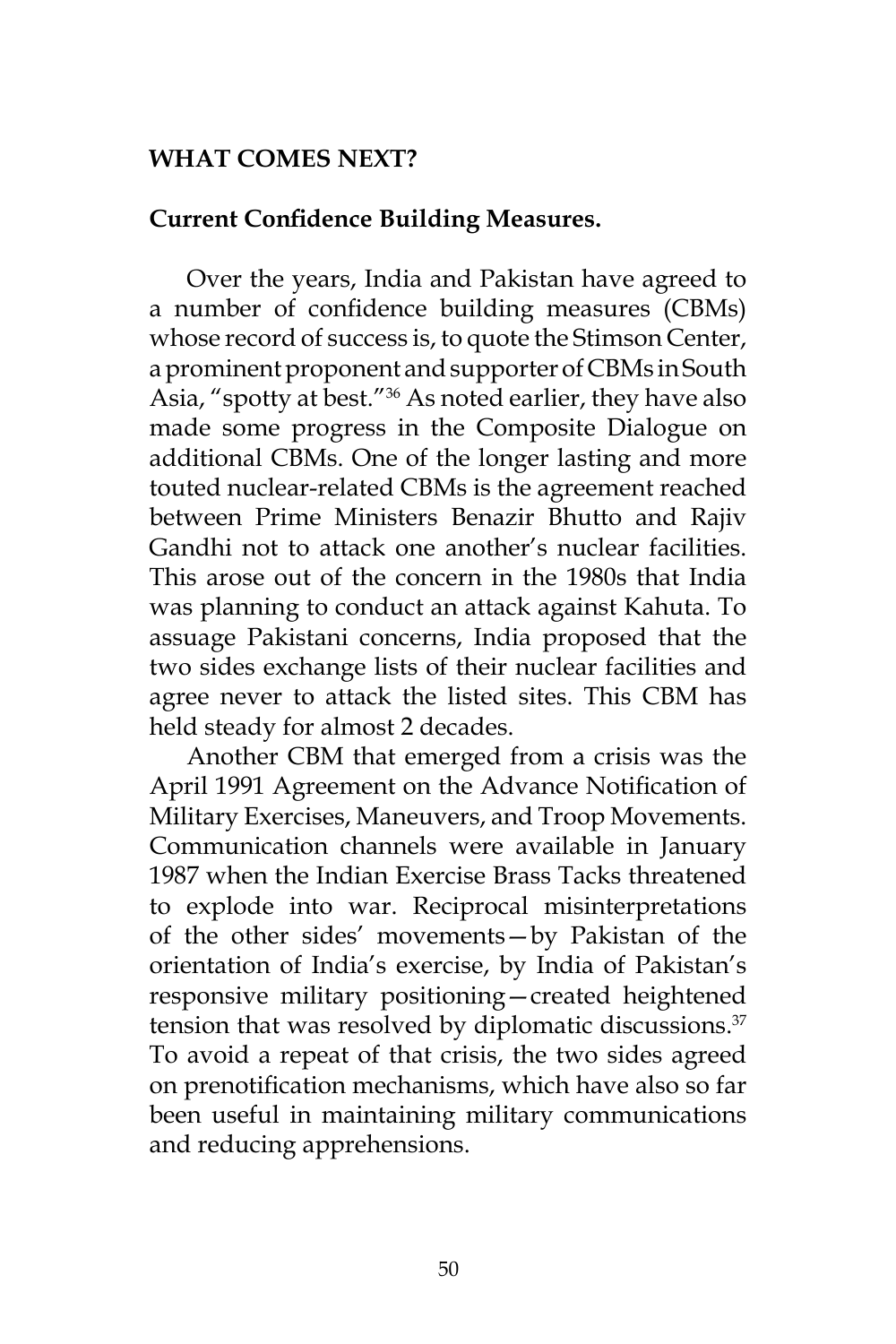## WHAT COMES NEXT?

### Current Confidence Building Measures.

Over the years, India and Pakistan have agreed to a number of confidence building measures (CBMs) whose record of success is, to quote the Stimson Center, a prominent proponent and supporter of CBMs in South Asia, "spotty at best."[36] As noted earlier, they have also made some progress in the Composite Dialogue on additional CBMs. One of the longer lasting and more touted nuclear-related CBMs is the agreement reached between Prime Ministers Benazir Bhutto and Rajiv Gandhi not to attack one another's nuclear facilities. This arose out of the concern in the 1980s that India was planning to conduct an attack against Kahuta. To assuage Pakistani concerns, India proposed that the two sides exchange lists of their nuclear facilities and agree never to attack the listed sites. This CBM has held steady for almost 2 decades.

Another CBM that emerged from a crisis was the April 1991 Agreement on the Advance Notification of Military Exercises, Maneuvers, and Troop Movements. Communication channels were available in January 1987 when the Indian Exercise Brass Tacks threatened to explode into war. Reciprocal misinterpretations of the other sides' movements—by Pakistan of the orientation of India's exercise, by India of Pakistan's responsive military positioning—created heightened tension that was resolved by diplomatic discussions.[37] To avoid a repeat of that crisis, the two sides agreed on prenotification mechanisms, which have also so far been useful in maintaining military communications and reducing apprehensions.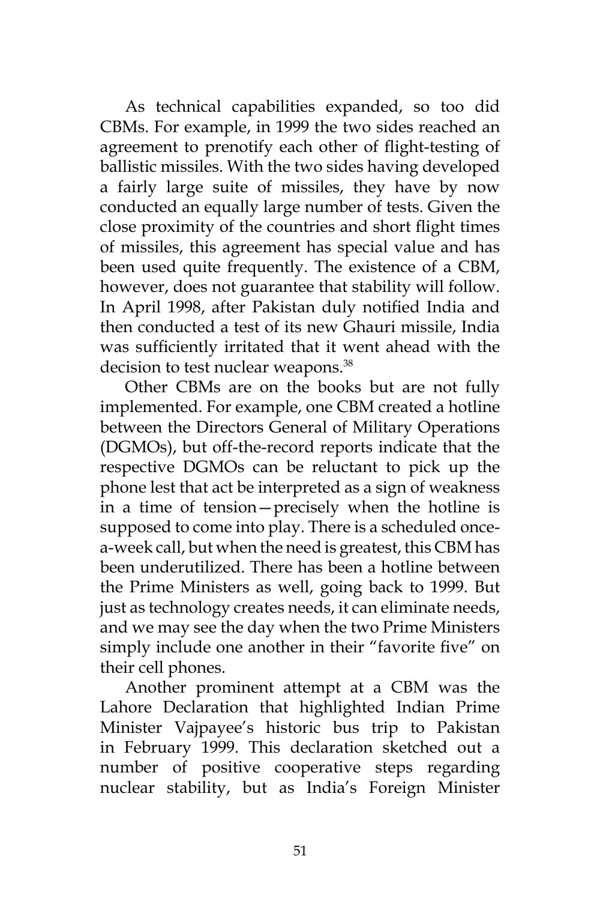As technical capabilities expanded, so too did CBMs. For example, in 1999 the two sides reached an agreement to prenotify each other of flight-testing of ballistic missiles. With the two sides having developed a fairly large suite of missiles, they have by now conducted an equally large number of tests. Given the close proximity of the countries and short flight times of missiles, this agreement has special value and has been used quite frequently. The existence of a CBM, however, does not guarantee that stability will follow. In April 1998, after Pakistan duly notified India and then conducted a test of its new Ghauri missile, India was sufficiently irritated that it went ahead with the decision to test nuclear weapons.[38]

Other CBMs are on the books but are not fully implemented. For example, one CBM created a hotline between the Directors General of Military Operations (DGMOs), but off-the-record reports indicate that the respective DGMOs can be reluctant to pick up the phone lest that act be interpreted as a sign of weakness in a time of tension—precisely when the hotline is supposed to come into play. There is a scheduled once-a-week call, but when the need is greatest, this CBM has been underutilized. There has been a hotline between the Prime Ministers as well, going back to 1999. But just as technology creates needs, it can eliminate needs, and we may see the day when the two Prime Ministers simply include one another in their "favorite five" on their cell phones.

Another prominent attempt at a CBM was the Lahore Declaration that highlighted Indian Prime Minister Vajpayee's historic bus trip to Pakistan in February 1999. This declaration sketched out a number of positive cooperative steps regarding nuclear stability, but as India's Foreign Minister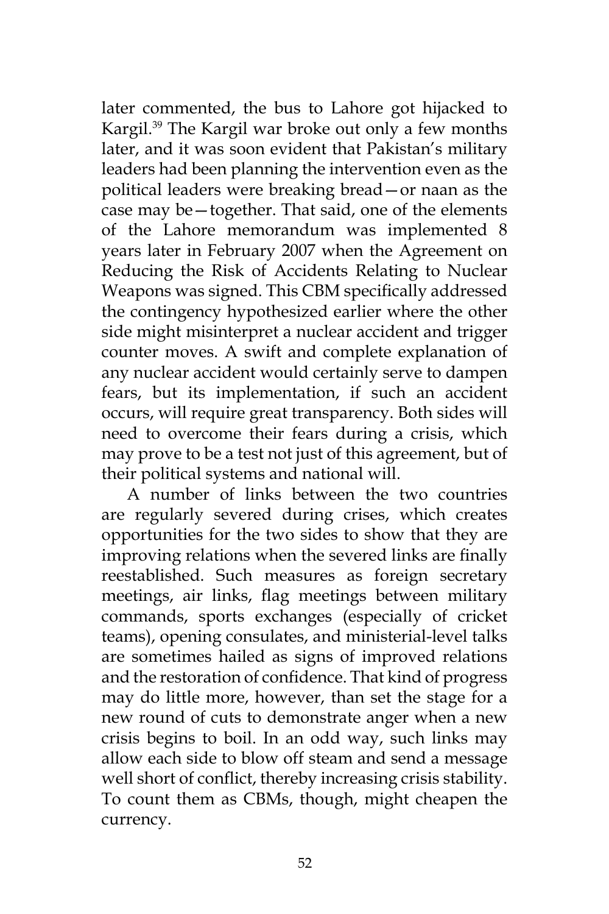later commented, the bus to Lahore got hijacked to Kargil.[39] The Kargil war broke out only a few months later, and it was soon evident that Pakistan's military leaders had been planning the intervention even as the political leaders were breaking bread—or naan as the case may be—together. That said, one of the elements of the Lahore memorandum was implemented 8 years later in February 2007 when the Agreement on Reducing the Risk of Accidents Relating to Nuclear Weapons was signed. This CBM specifically addressed the contingency hypothesized earlier where the other side might misinterpret a nuclear accident and trigger counter moves. A swift and complete explanation of any nuclear accident would certainly serve to dampen fears, but its implementation, if such an accident occurs, will require great transparency. Both sides will need to overcome their fears during a crisis, which may prove to be a test not just of this agreement, but of their political systems and national will.

A number of links between the two countries are regularly severed during crises, which creates opportunities for the two sides to show that they are improving relations when the severed links are finally reestablished. Such measures as foreign secretary meetings, air links, flag meetings between military commands, sports exchanges (especially of cricket teams), opening consulates, and ministerial-level talks are sometimes hailed as signs of improved relations and the restoration of confidence. That kind of progress may do little more, however, than set the stage for a new round of cuts to demonstrate anger when a new crisis begins to boil. In an odd way, such links may allow each side to blow off steam and send a message well short of conflict, thereby increasing crisis stability. To count them as CBMs, though, might cheapen the currency.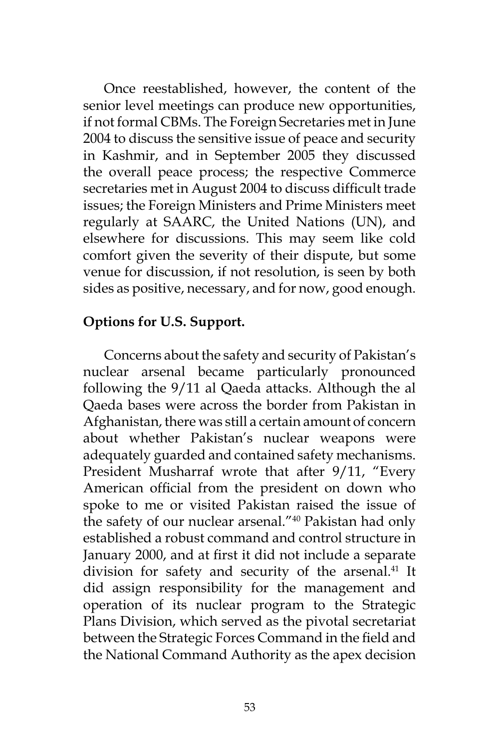Once reestablished, however, the content of the senior level meetings can produce new opportunities, if not formal CBMs. The Foreign Secretaries met in June 2004 to discuss the sensitive issue of peace and security in Kashmir, and in September 2005 they discussed the overall peace process; the respective Commerce secretaries met in August 2004 to discuss difficult trade issues; the Foreign Ministers and Prime Ministers meet regularly at SAARC, the United Nations (UN), and elsewhere for discussions. This may seem like cold comfort given the severity of their dispute, but some venue for discussion, if not resolution, is seen by both sides as positive, necessary, and for now, good enough.

**Options for U.S. Support.**

Concerns about the safety and security of Pakistan's nuclear arsenal became particularly pronounced following the 9/11 al Qaeda attacks. Although the al Qaeda bases were across the border from Pakistan in Afghanistan, there was still a certain amount of concern about whether Pakistan's nuclear weapons were adequately guarded and contained safety mechanisms. President Musharraf wrote that after 9/11, "Every American official from the president on down who spoke to me or visited Pakistan raised the issue of the safety of our nuclear arsenal."[40] Pakistan had only established a robust command and control structure in January 2000, and at first it did not include a separate division for safety and security of the arsenal.[41] It did assign responsibility for the management and operation of its nuclear program to the Strategic Plans Division, which served as the pivotal secretariat between the Strategic Forces Command in the field and the National Command Authority as the apex decision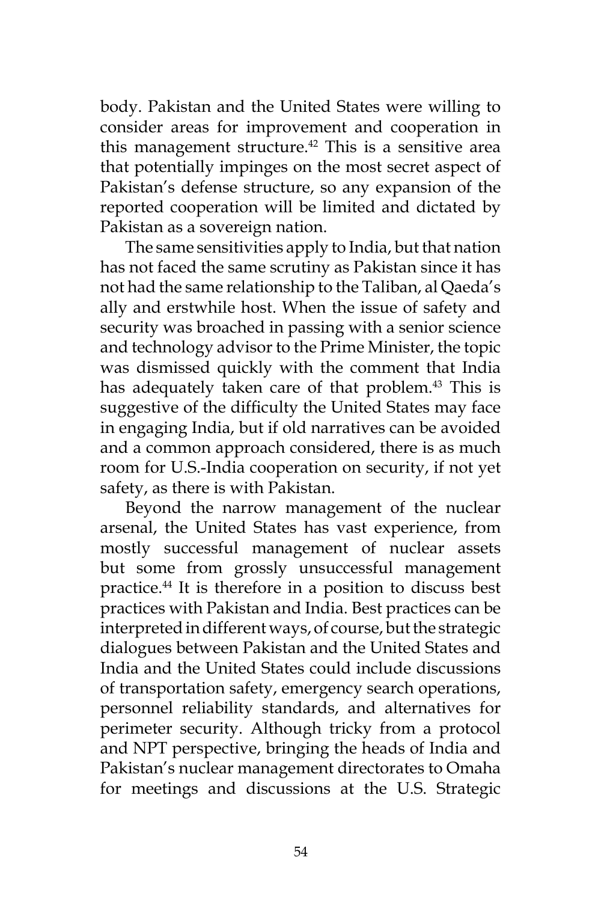body. Pakistan and the United States were willing to consider areas for improvement and cooperation in this management structure.[42] This is a sensitive area that potentially impinges on the most secret aspect of Pakistan's defense structure, so any expansion of the reported cooperation will be limited and dictated by Pakistan as a sovereign nation.

The same sensitivities apply to India, but that nation has not faced the same scrutiny as Pakistan since it has not had the same relationship to the Taliban, al Qaeda's ally and erstwhile host. When the issue of safety and security was broached in passing with a senior science and technology advisor to the Prime Minister, the topic was dismissed quickly with the comment that India has adequately taken care of that problem.[43] This is suggestive of the difficulty the United States may face in engaging India, but if old narratives can be avoided and a common approach considered, there is as much room for U.S.-India cooperation on security, if not yet safety, as there is with Pakistan.

Beyond the narrow management of the nuclear arsenal, the United States has vast experience, from mostly successful management of nuclear assets but some from grossly unsuccessful management practice.[44] It is therefore in a position to discuss best practices with Pakistan and India. Best practices can be interpreted in different ways, of course, but the strategic dialogues between Pakistan and the United States and India and the United States could include discussions of transportation safety, emergency search operations, personnel reliability standards, and alternatives for perimeter security. Although tricky from a protocol and NPT perspective, bringing the heads of India and Pakistan's nuclear management directorates to Omaha for meetings and discussions at the U.S. Strategic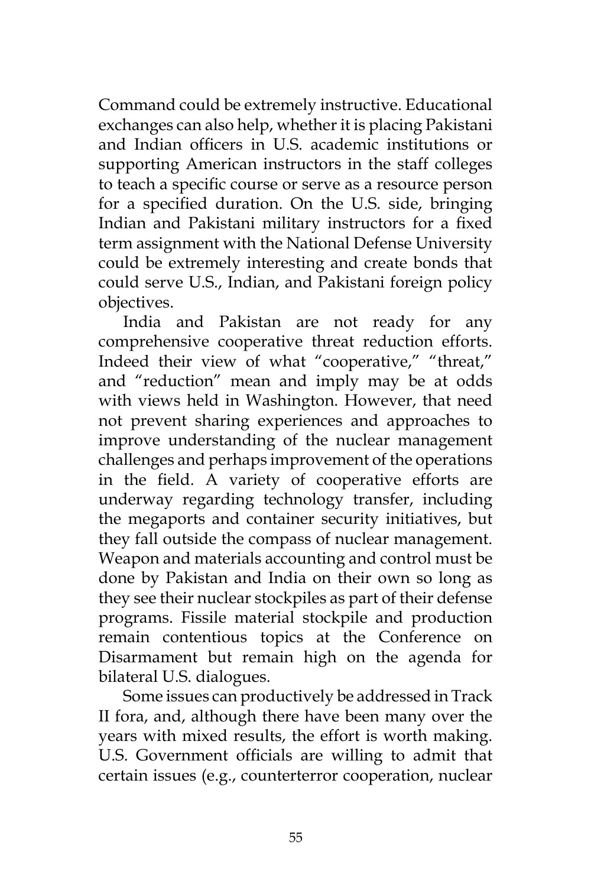Command could be extremely instructive. Educational exchanges can also help, whether it is placing Pakistani and Indian officers in U.S. academic institutions or supporting American instructors in the staff colleges to teach a specific course or serve as a resource person for a specified duration. On the U.S. side, bringing Indian and Pakistani military instructors for a fixed term assignment with the National Defense University could be extremely interesting and create bonds that could serve U.S., Indian, and Pakistani foreign policy objectives.

India and Pakistan are not ready for any comprehensive cooperative threat reduction efforts. Indeed their view of what "cooperative," "threat," and "reduction" mean and imply may be at odds with views held in Washington. However, that need not prevent sharing experiences and approaches to improve understanding of the nuclear management challenges and perhaps improvement of the operations in the field. A variety of cooperative efforts are underway regarding technology transfer, including the megaports and container security initiatives, but they fall outside the compass of nuclear management. Weapon and materials accounting and control must be done by Pakistan and India on their own so long as they see their nuclear stockpiles as part of their defense programs. Fissile material stockpile and production remain contentious topics at the Conference on Disarmament but remain high on the agenda for bilateral U.S. dialogues.

Some issues can productively be addressed in Track II fora, and, although there have been many over the years with mixed results, the effort is worth making. U.S. Government officials are willing to admit that certain issues (e.g., counterterror cooperation, nuclear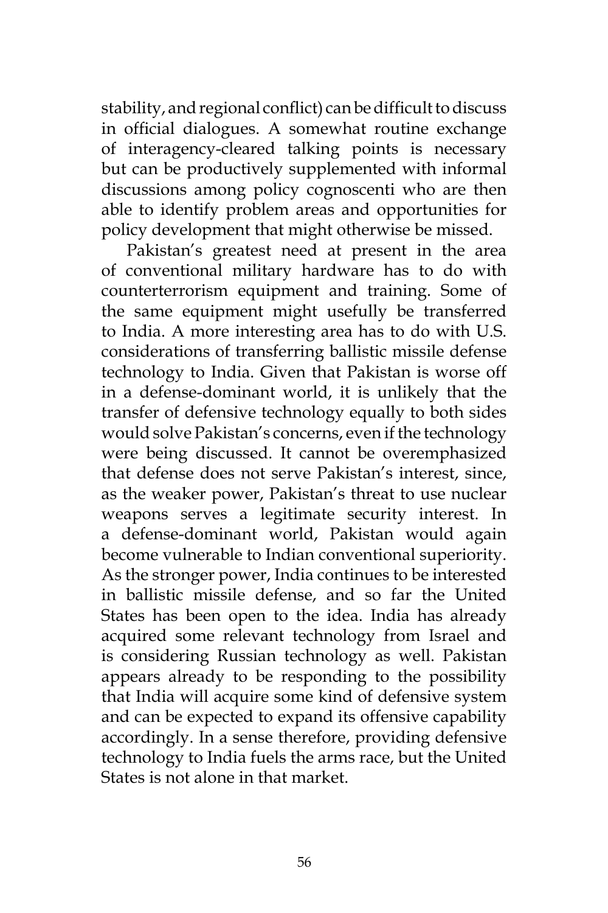stability, and regional conflict) can be difficult to discuss in official dialogues. A somewhat routine exchange of interagency-cleared talking points is necessary but can be productively supplemented with informal discussions among policy cognoscenti who are then able to identify problem areas and opportunities for policy development that might otherwise be missed.

Pakistan's greatest need at present in the area of conventional military hardware has to do with counterterrorism equipment and training. Some of the same equipment might usefully be transferred to India. A more interesting area has to do with U.S. considerations of transferring ballistic missile defense technology to India. Given that Pakistan is worse off in a defense-dominant world, it is unlikely that the transfer of defensive technology equally to both sides would solve Pakistan's concerns, even if the technology were being discussed. It cannot be overemphasized that defense does not serve Pakistan's interest, since, as the weaker power, Pakistan's threat to use nuclear weapons serves a legitimate security interest. In a defense-dominant world, Pakistan would again become vulnerable to Indian conventional superiority. As the stronger power, India continues to be interested in ballistic missile defense, and so far the United States has been open to the idea. India has already acquired some relevant technology from Israel and is considering Russian technology as well. Pakistan appears already to be responding to the possibility that India will acquire some kind of defensive system and can be expected to expand its offensive capability accordingly. In a sense therefore, providing defensive technology to India fuels the arms race, but the United States is not alone in that market.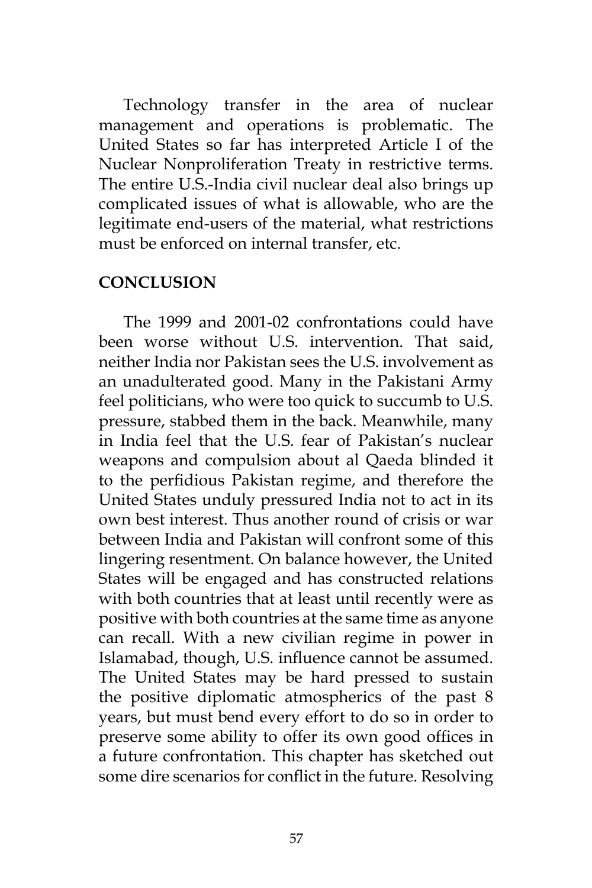Technology transfer in the area of nuclear management and operations is problematic. The United States so far has interpreted Article I of the Nuclear Nonproliferation Treaty in restrictive terms. The entire U.S.-India civil nuclear deal also brings up complicated issues of what is allowable, who are the legitimate end-users of the material, what restrictions must be enforced on internal transfer, etc.

## CONCLUSION

The 1999 and 2001-02 confrontations could have been worse without U.S. intervention. That said, neither India nor Pakistan sees the U.S. involvement as an unadulterated good. Many in the Pakistani Army feel politicians, who were too quick to succumb to U.S. pressure, stabbed them in the back. Meanwhile, many in India feel that the U.S. fear of Pakistan's nuclear weapons and compulsion about al Qaeda blinded it to the perfidious Pakistan regime, and therefore the United States unduly pressured India not to act in its own best interest. Thus another round of crisis or war between India and Pakistan will confront some of this lingering resentment. On balance however, the United States will be engaged and has constructed relations with both countries that at least until recently were as positive with both countries at the same time as anyone can recall. With a new civilian regime in power in Islamabad, though, U.S. influence cannot be assumed. The United States may be hard pressed to sustain the positive diplomatic atmospherics of the past 8 years, but must bend every effort to do so in order to preserve some ability to offer its own good offices in a future confrontation. This chapter has sketched out some dire scenarios for conflict in the future. Resolving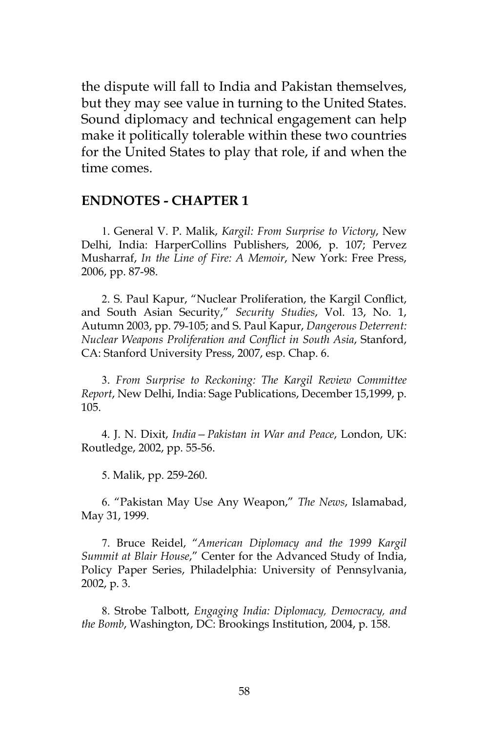the dispute will fall to India and Pakistan themselves, but they may see value in turning to the United States. Sound diplomacy and technical engagement can help make it politically tolerable within these two countries for the United States to play that role, if and when the time comes.

## ENDNOTES - CHAPTER 1

1. General V. P. Malik, *Kargil: From Surprise to Victory*, New Delhi, India: HarperCollins Publishers, 2006, p. 107; Pervez Musharraf, *In the Line of Fire: A Memoir*, New York: Free Press, 2006, pp. 87-98.

2. S. Paul Kapur, "Nuclear Proliferation, the Kargil Conflict, and South Asian Security," *Security Studies*, Vol. 13, No. 1, Autumn 2003, pp. 79-105; and S. Paul Kapur, *Dangerous Deterrent: Nuclear Weapons Proliferation and Conflict in South Asia*, Stanford, CA: Stanford University Press, 2007, esp. Chap. 6.

3. *From Surprise to Reckoning: The Kargil Review Committee Report*, New Delhi, India: Sage Publications, December 15,1999, p. 105.

4. J. N. Dixit, *India—Pakistan in War and Peace*, London, UK: Routledge, 2002, pp. 55-56.

5. Malik, pp. 259-260.

6. "Pakistan May Use Any Weapon," *The News*, Islamabad, May 31, 1999.

7. Bruce Reidel, "*American Diplomacy and the 1999 Kargil Summit at Blair House*," Center for the Advanced Study of India, Policy Paper Series, Philadelphia: University of Pennsylvania, 2002, p. 3.

8. Strobe Talbott, *Engaging India: Diplomacy, Democracy, and the Bomb*, Washington, DC: Brookings Institution, 2004, p. 158.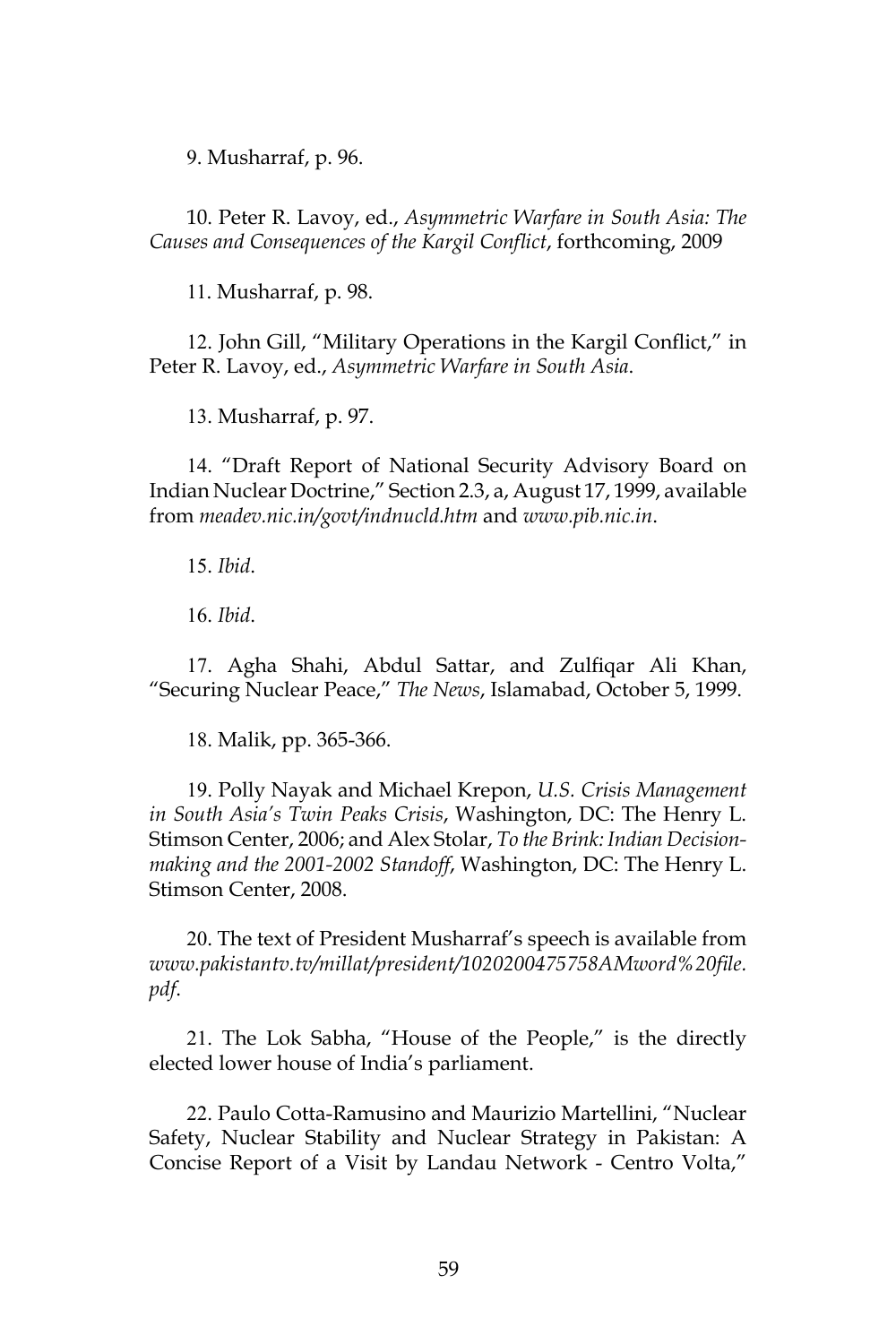9. Musharraf, p. 96.

10. Peter R. Lavoy, ed., *Asymmetric Warfare in South Asia: The Causes and Consequences of the Kargil Conflict*, forthcoming, 2009

11. Musharraf, p. 98.

12. John Gill, "Military Operations in the Kargil Conflict," in Peter R. Lavoy, ed., *Asymmetric Warfare in South Asia*.

13. Musharraf, p. 97.

14. "Draft Report of National Security Advisory Board on Indian Nuclear Doctrine," Section 2.3, a, August 17, 1999, available from *meadev.nic.in/govt/indnucld.htm* and *www.pib.nic.in*.

15. *Ibid*.

16. *Ibid*.

17. Agha Shahi, Abdul Sattar, and Zulfiqar Ali Khan, "Securing Nuclear Peace," *The News*, Islamabad, October 5, 1999.

18. Malik, pp. 365-366.

19. Polly Nayak and Michael Krepon, *U.S. Crisis Management in South Asia's Twin Peaks Crisis*, Washington, DC: The Henry L. Stimson Center, 2006; and Alex Stolar, *To the Brink: Indian Decision-making and the 2001-2002 Standoff*, Washington, DC: The Henry L. Stimson Center, 2008.

20. The text of President Musharraf's speech is available from *www.pakistantv.tv/millat/president/1020200475758AMword%20file.pdf*.

21. The Lok Sabha, "House of the People," is the directly elected lower house of India's parliament.

22. Paulo Cotta-Ramusino and Maurizio Martellini, "Nuclear Safety, Nuclear Stability and Nuclear Strategy in Pakistan: A Concise Report of a Visit by Landau Network - Centro Volta,"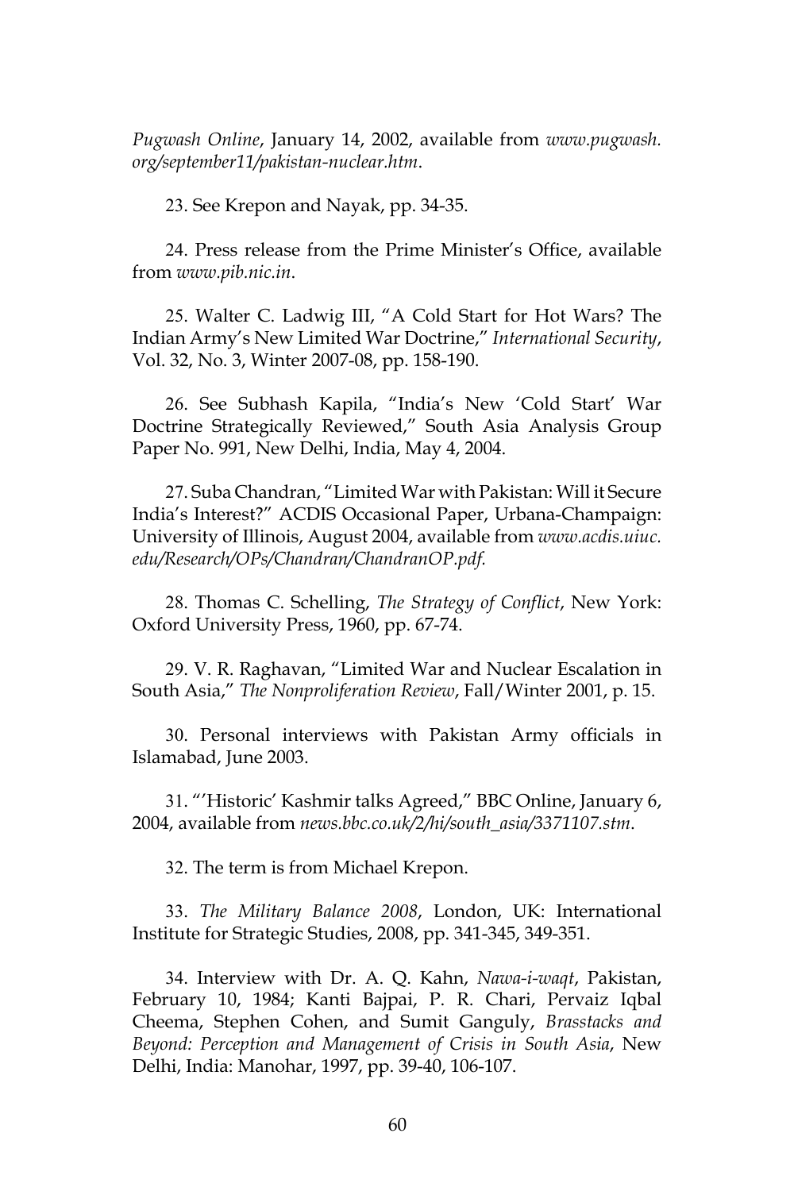*Pugwash Online*, January 14, 2002, available from *www.pugwash.org/september11/pakistan-nuclear.htm*.

23. See Krepon and Nayak, pp. 34-35.

24. Press release from the Prime Minister's Office, available from *www.pib.nic.in*.

25. Walter C. Ladwig III, "A Cold Start for Hot Wars? The Indian Army's New Limited War Doctrine," *International Security*, Vol. 32, No. 3, Winter 2007-08, pp. 158-190.

26. See Subhash Kapila, "India's New 'Cold Start' War Doctrine Strategically Reviewed," South Asia Analysis Group Paper No. 991, New Delhi, India, May 4, 2004.

27. Suba Chandran, "Limited War with Pakistan: Will it Secure India's Interest?" ACDIS Occasional Paper, Urbana-Champaign: University of Illinois, August 2004, available from *www.acdis.uiuc.edu/Research/OPs/Chandran/ChandranOP.pdf.*

28. Thomas C. Schelling, *The Strategy of Conflict*, New York: Oxford University Press, 1960, pp. 67-74.

29. V. R. Raghavan, "Limited War and Nuclear Escalation in South Asia," *The Nonproliferation Review*, Fall/Winter 2001, p. 15.

30. Personal interviews with Pakistan Army officials in Islamabad, June 2003.

31. "'Historic' Kashmir talks Agreed," BBC Online, January 6, 2004, available from *news.bbc.co.uk/2/hi/south_asia/3371107.stm*.

32. The term is from Michael Krepon.

33. *The Military Balance 2008*, London, UK: International Institute for Strategic Studies, 2008, pp. 341-345, 349-351.

34. Interview with Dr. A. Q. Kahn, *Nawa-i-waqt*, Pakistan, February 10, 1984; Kanti Bajpai, P. R. Chari, Pervaiz Iqbal Cheema, Stephen Cohen, and Sumit Ganguly, *Brasstacks and Beyond: Perception and Management of Crisis in South Asia*, New Delhi, India: Manohar, 1997, pp. 39-40, 106-107.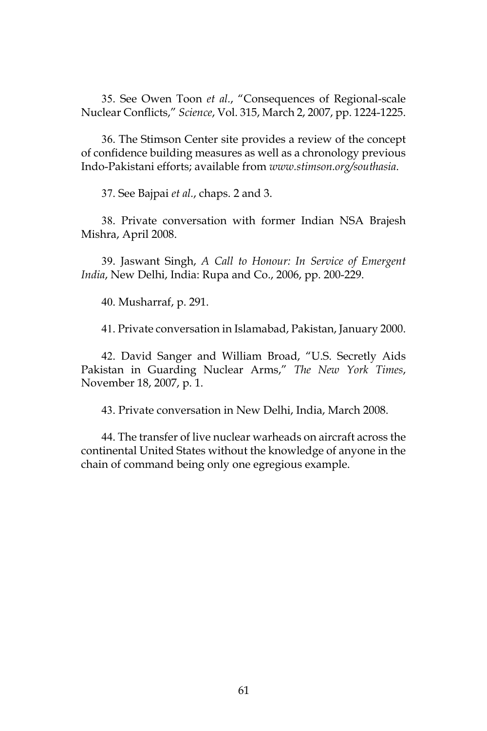35. See Owen Toon *et al.*, "Consequences of Regional-scale Nuclear Conflicts," *Science*, Vol. 315, March 2, 2007, pp. 1224-1225.

36. The Stimson Center site provides a review of the concept of confidence building measures as well as a chronology previous Indo-Pakistani efforts; available from *www.stimson.org/southasia*.

37. See Bajpai *et al.*, chaps. 2 and 3.

38. Private conversation with former Indian NSA Brajesh Mishra, April 2008.

39. Jaswant Singh, *A Call to Honour: In Service of Emergent India*, New Delhi, India: Rupa and Co., 2006, pp. 200-229.

40. Musharraf, p. 291.

41. Private conversation in Islamabad, Pakistan, January 2000.

42. David Sanger and William Broad, "U.S. Secretly Aids Pakistan in Guarding Nuclear Arms," *The New York Times*, November 18, 2007, p. 1.

43. Private conversation in New Delhi, India, March 2008.

44. The transfer of live nuclear warheads on aircraft across the continental United States without the knowledge of anyone in the chain of command being only one egregious example.